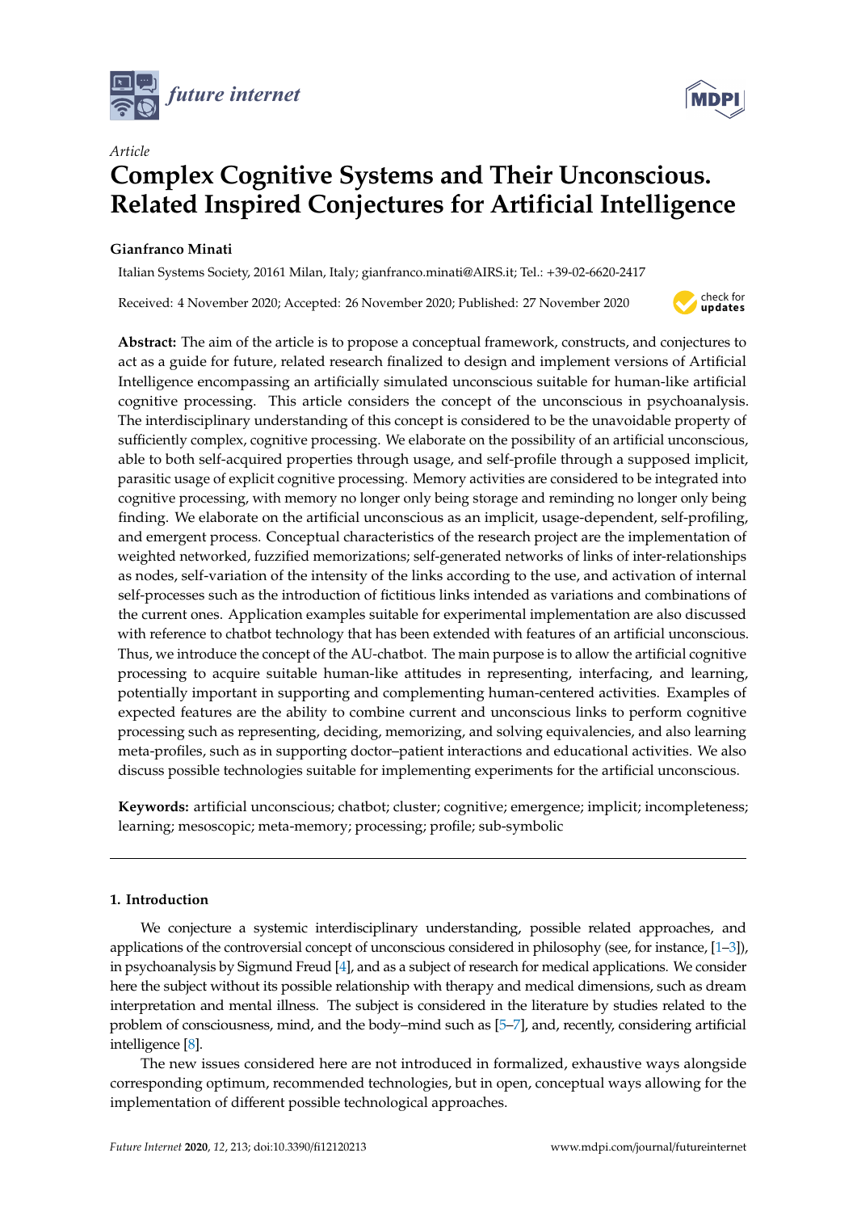*Article*

# Complex Cognitive Systems and Their Unconscious. Related Inspired Conjectures for Artificial Intelligence

**Gianfranco Minati**

Italian Systems Society, 20161 Milan, Italy; gianfranco.minati@AIRS.it; Tel.: +39-02-6620-2417

Received: 4 November 2020; Accepted: 26 November 2020; Published: 27 November 2020

**Abstract:** The aim of the article is to propose a conceptual framework, constructs, and conjectures to act as a guide for future, related research finalized to design and implement versions of Artificial Intelligence encompassing an artificially simulated unconscious suitable for human-like artificial cognitive processing. This article considers the concept of the unconscious in psychoanalysis. The interdisciplinary understanding of this concept is considered to be the unavoidable property of sufficiently complex, cognitive processing. We elaborate on the possibility of an artificial unconscious, able to both self-acquired properties through usage, and self-profile through a supposed implicit, parasitic usage of explicit cognitive processing. Memory activities are considered to be integrated into cognitive processing, with memory no longer only being storage and reminding no longer only being finding. We elaborate on the artificial unconscious as an implicit, usage-dependent, self-profiling, and emergent process. Conceptual characteristics of the research project are the implementation of weighted networked, fuzzified memorizations; self-generated networks of links of inter-relationships as nodes, self-variation of the intensity of the links according to the use, and activation of internal self-processes such as the introduction of fictitious links intended as variations and combinations of the current ones. Application examples suitable for experimental implementation are also discussed with reference to chatbot technology that has been extended with features of an artificial unconscious. Thus, we introduce the concept of the AU-chatbot. The main purpose is to allow the artificial cognitive processing to acquire suitable human-like attitudes in representing, interfacing, and learning, potentially important in supporting and complementing human-centered activities. Examples of expected features are the ability to combine current and unconscious links to perform cognitive processing such as representing, deciding, memorizing, and solving equivalencies, and also learning meta-profiles, such as in supporting doctor–patient interactions and educational activities. We also discuss possible technologies suitable for implementing experiments for the artificial unconscious.

**Keywords:** artificial unconscious; chatbot; cluster; cognitive; emergence; implicit; incompleteness; learning; mesoscopic; meta-memory; processing; profile; sub-symbolic

## 1. Introduction

We conjecture a systemic interdisciplinary understanding, possible related approaches, and applications of the controversial concept of unconscious considered in philosophy (see, for instance, [1–3]), in psychoanalysis by Sigmund Freud [4], and as a subject of research for medical applications. We consider here the subject without its possible relationship with therapy and medical dimensions, such as dream interpretation and mental illness. The subject is considered in the literature by studies related to the problem of consciousness, mind, and the body–mind such as [5–7], and, recently, considering artificial intelligence [8].

The new issues considered here are not introduced in formalized, exhaustive ways alongside corresponding optimum, recommended technologies, but in open, conceptual ways allowing for the implementation of different possible technological approaches.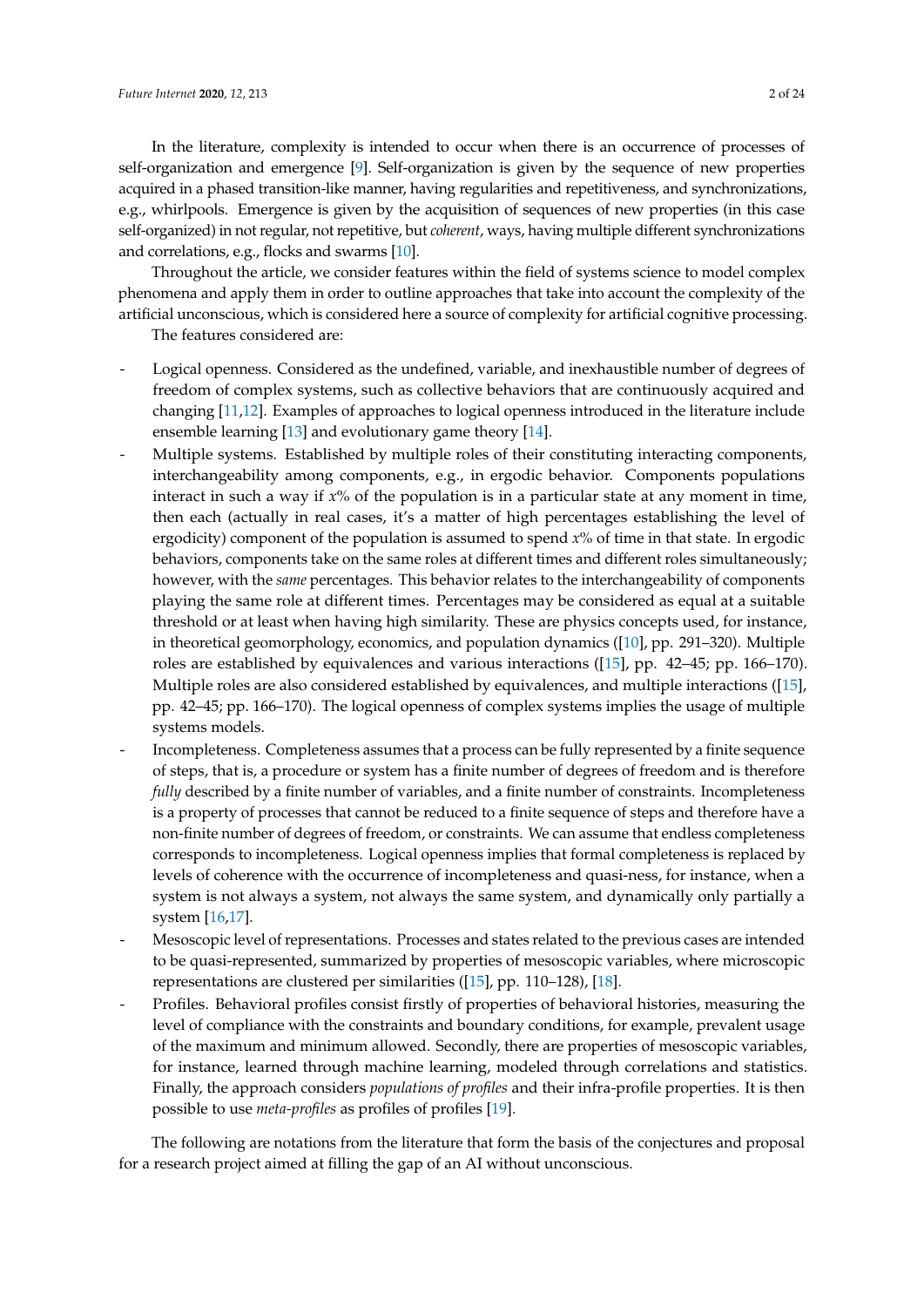In the literature, complexity is intended to occur when there is an occurrence of processes of self-organization and emergence [9]. Self-organization is given by the sequence of new properties acquired in a phased transition-like manner, having regularities and repetitiveness, and synchronizations, e.g., whirlpools. Emergence is given by the acquisition of sequences of new properties (in this case self-organized) in not regular, not repetitive, but *coherent*, ways, having multiple different synchronizations and correlations, e.g., flocks and swarms [10].

Throughout the article, we consider features within the field of systems science to model complex phenomena and apply them in order to outline approaches that take into account the complexity of the artificial unconscious, which is considered here a source of complexity for artificial cognitive processing.

The features considered are:

- Logical openness. Considered as the undefined, variable, and inexhaustible number of degrees of freedom of complex systems, such as collective behaviors that are continuously acquired and changing [11,12]. Examples of approaches to logical openness introduced in the literature include ensemble learning [13] and evolutionary game theory [14].
- Multiple systems. Established by multiple roles of their constituting interacting components, interchangeability among components, e.g., in ergodic behavior. Components populations interact in such a way if $x$% of the population is in a particular state at any moment in time, then each (actually in real cases, it's a matter of high percentages establishing the level of ergodicity) component of the population is assumed to spend $x$% of time in that state. In ergodic behaviors, components take on the same roles at different times and different roles simultaneously; however, with the *same* percentages. This behavior relates to the interchangeability of components playing the same role at different times. Percentages may be considered as equal at a suitable threshold or at least when having high similarity. These are physics concepts used, for instance, in theoretical geomorphology, economics, and population dynamics ([10], pp. 291–320). Multiple roles are established by equivalences and various interactions ([15], pp. 42–45; pp. 166–170). Multiple roles are also considered established by equivalences, and multiple interactions ([15], pp. 42–45; pp. 166–170). The logical openness of complex systems implies the usage of multiple systems models.
- Incompleteness. Completeness assumes that a process can be fully represented by a finite sequence of steps, that is, a procedure or system has a finite number of degrees of freedom and is therefore *fully* described by a finite number of variables, and a finite number of constraints. Incompleteness is a property of processes that cannot be reduced to a finite sequence of steps and therefore have a non-finite number of degrees of freedom, or constraints. We can assume that endless completeness corresponds to incompleteness. Logical openness implies that formal completeness is replaced by levels of coherence with the occurrence of incompleteness and quasi-ness, for instance, when a system is not always a system, not always the same system, and dynamically only partially a system [16,17].
- Mesoscopic level of representations. Processes and states related to the previous cases are intended to be quasi-represented, summarized by properties of mesoscopic variables, where microscopic representations are clustered per similarities ([15], pp. 110–128), [18].
- Profiles. Behavioral profiles consist firstly of properties of behavioral histories, measuring the level of compliance with the constraints and boundary conditions, for example, prevalent usage of the maximum and minimum allowed. Secondly, there are properties of mesoscopic variables, for instance, learned through machine learning, modeled through correlations and statistics. Finally, the approach considers *populations of profiles* and their infra-profile properties. It is then possible to use *meta-profiles* as profiles of profiles [19].

The following are notations from the literature that form the basis of the conjectures and proposal for a research project aimed at filling the gap of an AI without unconscious.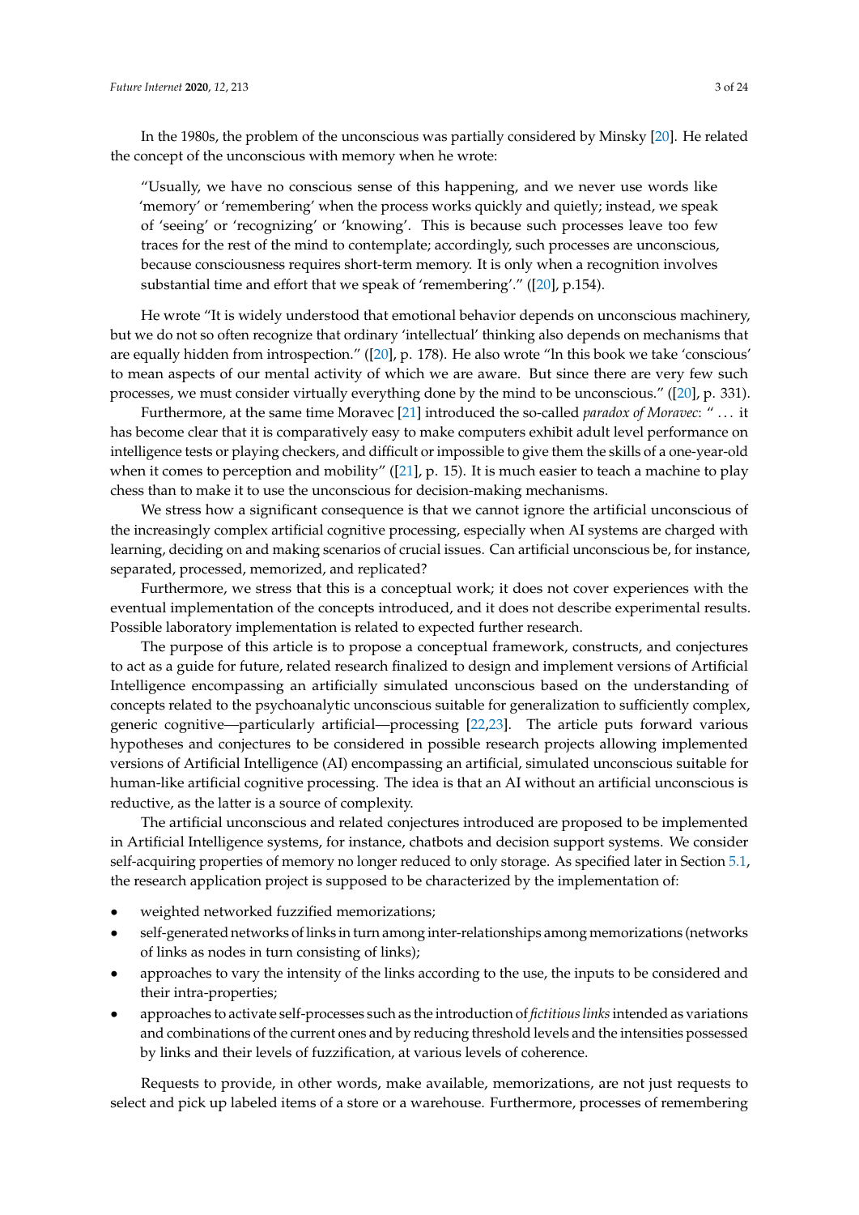In the 1980s, the problem of the unconscious was partially considered by Minsky [20]. He related the concept of the unconscious with memory when he wrote:

> "Usually, we have no conscious sense of this happening, and we never use words like 'memory' or 'remembering' when the process works quickly and quietly; instead, we speak of 'seeing' or 'recognizing' or 'knowing'. This is because such processes leave too few traces for the rest of the mind to contemplate; accordingly, such processes are unconscious, because consciousness requires short-term memory. It is only when a recognition involves substantial time and effort that we speak of 'remembering'." ([20], p.154).

He wrote "It is widely understood that emotional behavior depends on unconscious machinery, but we do not so often recognize that ordinary 'intellectual' thinking also depends on mechanisms that are equally hidden from introspection." ([20], p. 178). He also wrote "In this book we take 'conscious' to mean aspects of our mental activity of which we are aware. But since there are very few such processes, we must consider virtually everything done by the mind to be unconscious." ([20], p. 331).

Furthermore, at the same time Moravec [21] introduced the so-called *paradox of Moravec*: " ... it has become clear that it is comparatively easy to make computers exhibit adult level performance on intelligence tests or playing checkers, and difficult or impossible to give them the skills of a one-year-old when it comes to perception and mobility" ([21], p. 15). It is much easier to teach a machine to play chess than to make it to use the unconscious for decision-making mechanisms.

We stress how a significant consequence is that we cannot ignore the artificial unconscious of the increasingly complex artificial cognitive processing, especially when AI systems are charged with learning, deciding on and making scenarios of crucial issues. Can artificial unconscious be, for instance, separated, processed, memorized, and replicated?

Furthermore, we stress that this is a conceptual work; it does not cover experiences with the eventual implementation of the concepts introduced, and it does not describe experimental results. Possible laboratory implementation is related to expected further research.

The purpose of this article is to propose a conceptual framework, constructs, and conjectures to act as a guide for future, related research finalized to design and implement versions of Artificial Intelligence encompassing an artificially simulated unconscious based on the understanding of concepts related to the psychoanalytic unconscious suitable for generalization to sufficiently complex, generic cognitive—particularly artificial—processing [22,23]. The article puts forward various hypotheses and conjectures to be considered in possible research projects allowing implemented versions of Artificial Intelligence (AI) encompassing an artificial, simulated unconscious suitable for human-like artificial cognitive processing. The idea is that an AI without an artificial unconscious is reductive, as the latter is a source of complexity.

The artificial unconscious and related conjectures introduced are proposed to be implemented in Artificial Intelligence systems, for instance, chatbots and decision support systems. We consider self-acquiring properties of memory no longer reduced to only storage. As specified later in Section 5.1, the research application project is supposed to be characterized by the implementation of:

- weighted networked fuzzified memorizations;
- self-generated networks of links in turn among inter-relationships among memorizations (networks of links as nodes in turn consisting of links);
- approaches to vary the intensity of the links according to the use, the inputs to be considered and their intra-properties;
- approaches to activate self-processes such as the introduction of *fictitious links* intended as variations and combinations of the current ones and by reducing threshold levels and the intensities possessed by links and their levels of fuzzification, at various levels of coherence.

Requests to provide, in other words, make available, memorizations, are not just requests to select and pick up labeled items of a store or a warehouse. Furthermore, processes of remembering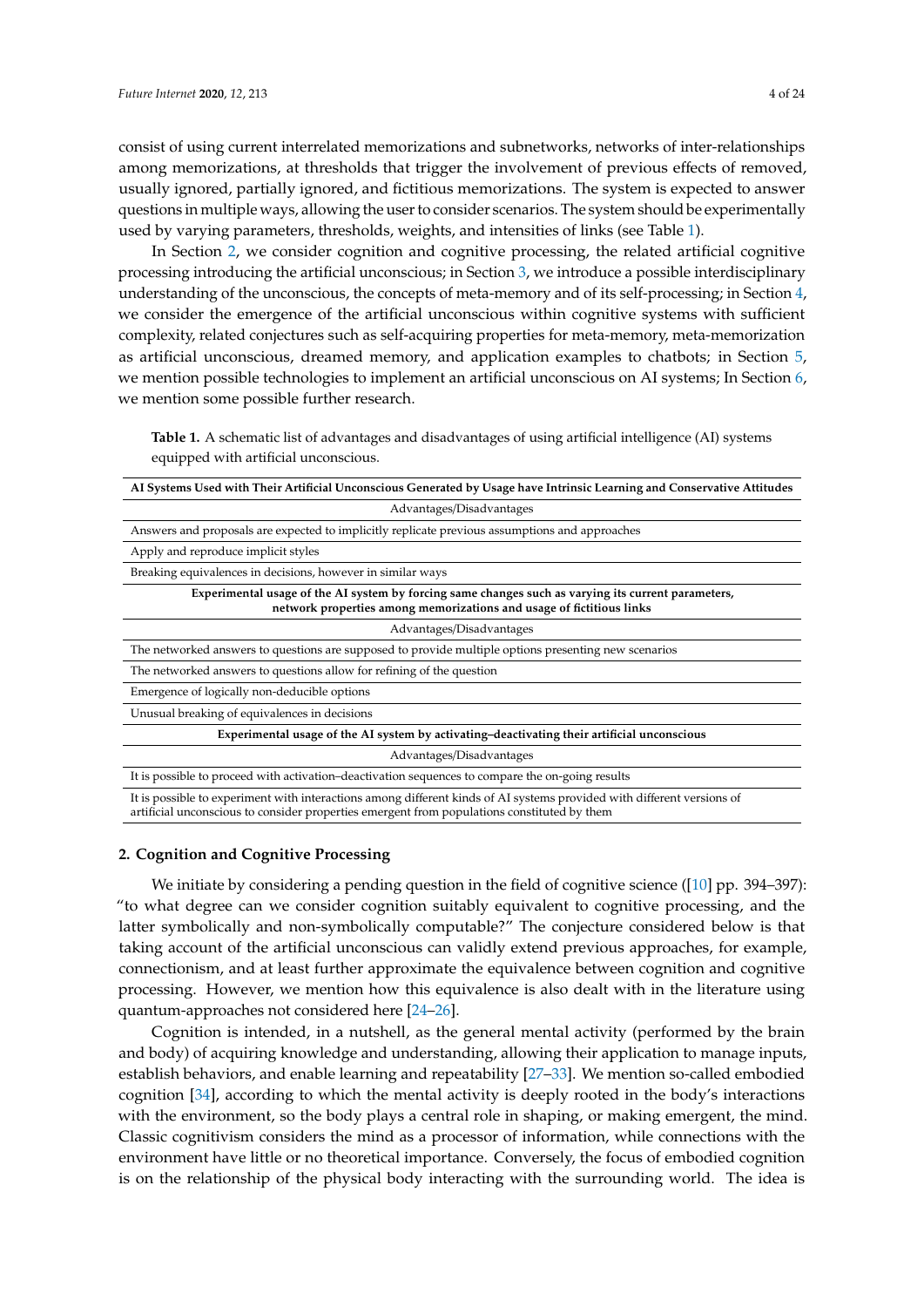consist of using current interrelated memorizations and subnetworks, networks of inter-relationships among memorizations, at thresholds that trigger the involvement of previous effects of removed, usually ignored, partially ignored, and fictitious memorizations. The system is expected to answer questions in multiple ways, allowing the user to consider scenarios. The system should be experimentally used by varying parameters, thresholds, weights, and intensities of links (see Table 1).

In Section 2, we consider cognition and cognitive processing, the related artificial cognitive processing introducing the artificial unconscious; in Section 3, we introduce a possible interdisciplinary understanding of the unconscious, the concepts of meta-memory and of its self-processing; in Section 4, we consider the emergence of the artificial unconscious within cognitive systems with sufficient complexity, related conjectures such as self-acquiring properties for meta-memory, meta-memorization as artificial unconscious, dreamed memory, and application examples to chatbots; in Section 5, we mention possible technologies to implement an artificial unconscious on AI systems; In Section 6, we mention some possible further research.

**Table 1.** A schematic list of advantages and disadvantages of using artificial intelligence (AI) systems equipped with artificial unconscious.

| **AI Systems Used with Their Artificial Unconscious Generated by Usage have Intrinsic Learning and Conservative Attitudes** |
|---|
| Advantages/Disadvantages |
| Answers and proposals are expected to implicitly replicate previous assumptions and approaches |
| Apply and reproduce implicit styles |
| Breaking equivalences in decisions, however in similar ways |
| **Experimental usage of the AI system by forcing same changes such as varying its current parameters, network properties among memorizations and usage of fictitious links** |
| Advantages/Disadvantages |
| The networked answers to questions are supposed to provide multiple options presenting new scenarios |
| The networked answers to questions allow for refining of the question |
| Emergence of logically non-deducible options |
| Unusual breaking of equivalences in decisions |
| **Experimental usage of the AI system by activating–deactivating their artificial unconscious** |
| Advantages/Disadvantages |
| It is possible to proceed with activation–deactivation sequences to compare the on-going results |
| It is possible to experiment with interactions among different kinds of AI systems provided with different versions of artificial unconscious to consider properties emergent from populations constituted by them |

## 2. Cognition and Cognitive Processing

We initiate by considering a pending question in the field of cognitive science ([10] pp. 394–397): "to what degree can we consider cognition suitably equivalent to cognitive processing, and the latter symbolically and non-symbolically computable?" The conjecture considered below is that taking account of the artificial unconscious can validly extend previous approaches, for example, connectionism, and at least further approximate the equivalence between cognition and cognitive processing. However, we mention how this equivalence is also dealt with in the literature using quantum-approaches not considered here [24–26].

Cognition is intended, in a nutshell, as the general mental activity (performed by the brain and body) of acquiring knowledge and understanding, allowing their application to manage inputs, establish behaviors, and enable learning and repeatability [27–33]. We mention so-called embodied cognition [34], according to which the mental activity is deeply rooted in the body's interactions with the environment, so the body plays a central role in shaping, or making emergent, the mind. Classic cognitivism considers the mind as a processor of information, while connections with the environment have little or no theoretical importance. Conversely, the focus of embodied cognition is on the relationship of the physical body interacting with the surrounding world. The idea is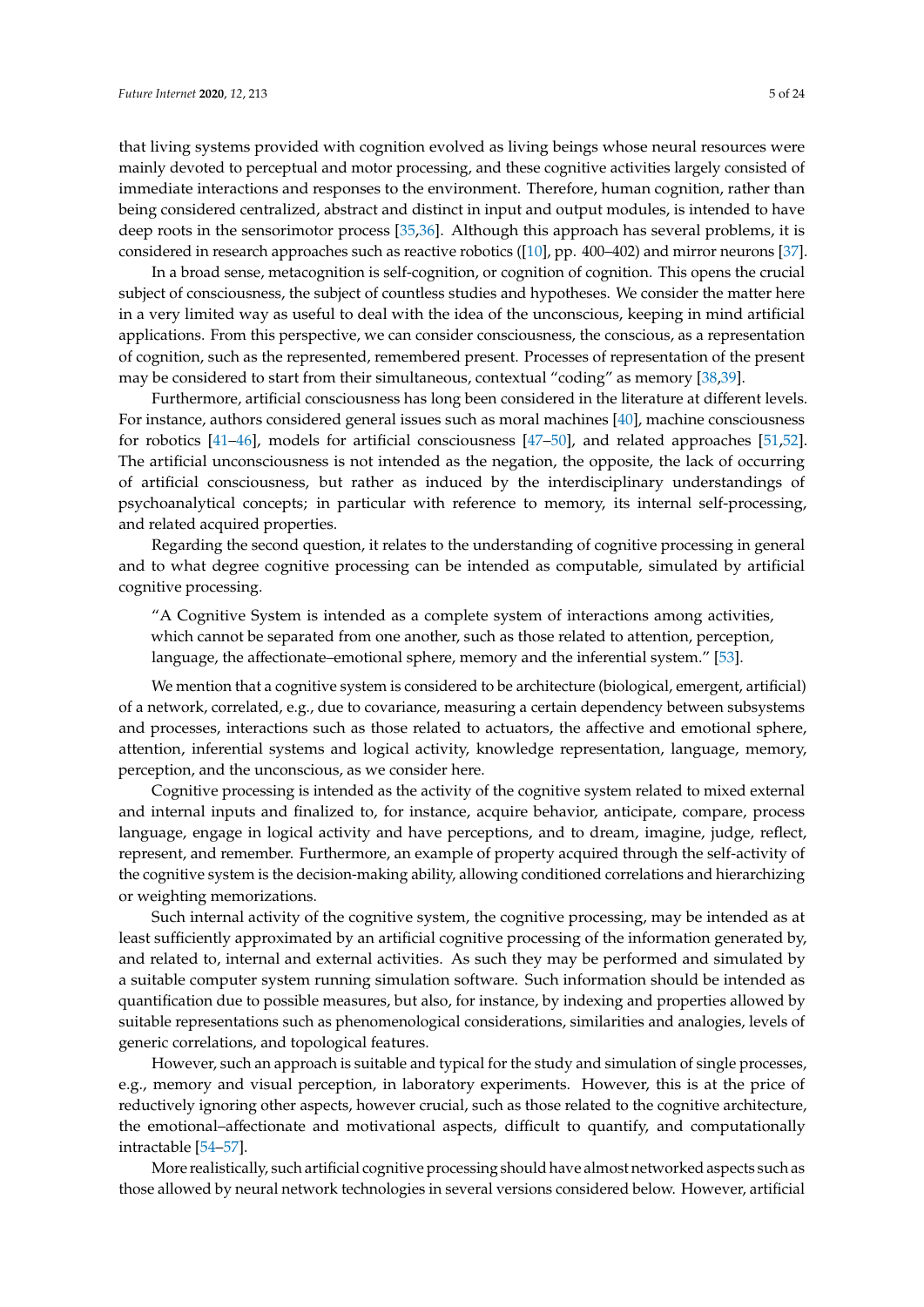that living systems provided with cognition evolved as living beings whose neural resources were mainly devoted to perceptual and motor processing, and these cognitive activities largely consisted of immediate interactions and responses to the environment. Therefore, human cognition, rather than being considered centralized, abstract and distinct in input and output modules, is intended to have deep roots in the sensorimotor process [35,36]. Although this approach has several problems, it is considered in research approaches such as reactive robotics ([10], pp. 400–402) and mirror neurons [37].

In a broad sense, metacognition is self-cognition, or cognition of cognition. This opens the crucial subject of consciousness, the subject of countless studies and hypotheses. We consider the matter here in a very limited way as useful to deal with the idea of the unconscious, keeping in mind artificial applications. From this perspective, we can consider consciousness, the conscious, as a representation of cognition, such as the represented, remembered present. Processes of representation of the present may be considered to start from their simultaneous, contextual "coding" as memory [38,39].

Furthermore, artificial consciousness has long been considered in the literature at different levels. For instance, authors considered general issues such as moral machines [40], machine consciousness for robotics [41–46], models for artificial consciousness [47–50], and related approaches [51,52]. The artificial unconsciousness is not intended as the negation, the opposite, the lack of occurring of artificial consciousness, but rather as induced by the interdisciplinary understandings of psychoanalytical concepts; in particular with reference to memory, its internal self-processing, and related acquired properties.

Regarding the second question, it relates to the understanding of cognitive processing in general and to what degree cognitive processing can be intended as computable, simulated by artificial cognitive processing.

> "A Cognitive System is intended as a complete system of interactions among activities, which cannot be separated from one another, such as those related to attention, perception, language, the affectionate–emotional sphere, memory and the inferential system." [53].

We mention that a cognitive system is considered to be architecture (biological, emergent, artificial) of a network, correlated, e.g., due to covariance, measuring a certain dependency between subsystems and processes, interactions such as those related to actuators, the affective and emotional sphere, attention, inferential systems and logical activity, knowledge representation, language, memory, perception, and the unconscious, as we consider here.

Cognitive processing is intended as the activity of the cognitive system related to mixed external and internal inputs and finalized to, for instance, acquire behavior, anticipate, compare, process language, engage in logical activity and have perceptions, and to dream, imagine, judge, reflect, represent, and remember. Furthermore, an example of property acquired through the self-activity of the cognitive system is the decision-making ability, allowing conditioned correlations and hierarchizing or weighting memorizations.

Such internal activity of the cognitive system, the cognitive processing, may be intended as at least sufficiently approximated by an artificial cognitive processing of the information generated by, and related to, internal and external activities. As such they may be performed and simulated by a suitable computer system running simulation software. Such information should be intended as quantification due to possible measures, but also, for instance, by indexing and properties allowed by suitable representations such as phenomenological considerations, similarities and analogies, levels of generic correlations, and topological features.

However, such an approach is suitable and typical for the study and simulation of single processes, e.g., memory and visual perception, in laboratory experiments. However, this is at the price of reductively ignoring other aspects, however crucial, such as those related to the cognitive architecture, the emotional–affectionate and motivational aspects, difficult to quantify, and computationally intractable [54–57].

More realistically, such artificial cognitive processing should have almost networked aspects such as those allowed by neural network technologies in several versions considered below. However, artificial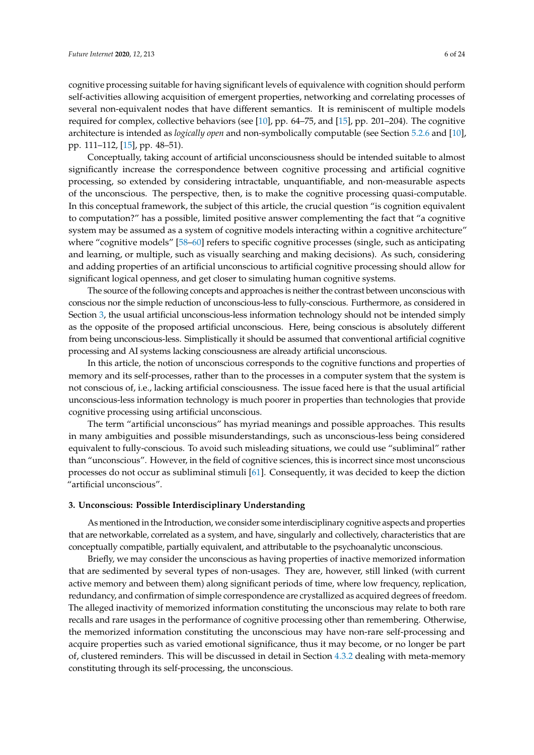cognitive processing suitable for having significant levels of equivalence with cognition should perform self-activities allowing acquisition of emergent properties, networking and correlating processes of several non-equivalent nodes that have different semantics. It is reminiscent of multiple models required for complex, collective behaviors (see [10], pp. 64–75, and [15], pp. 201–204). The cognitive architecture is intended as *logically open* and non-symbolically computable (see Section 5.2.6 and [10], pp. 111–112, [15], pp. 48–51).

Conceptually, taking account of artificial unconsciousness should be intended suitable to almost significantly increase the correspondence between cognitive processing and artificial cognitive processing, so extended by considering intractable, unquantifiable, and non-measurable aspects of the unconscious. The perspective, then, is to make the cognitive processing quasi-computable. In this conceptual framework, the subject of this article, the crucial question "is cognition equivalent to computation?" has a possible, limited positive answer complementing the fact that "a cognitive system may be assumed as a system of cognitive models interacting within a cognitive architecture" where "cognitive models" [58–60] refers to specific cognitive processes (single, such as anticipating and learning, or multiple, such as visually searching and making decisions). As such, considering and adding properties of an artificial unconscious to artificial cognitive processing should allow for significant logical openness, and get closer to simulating human cognitive systems.

The source of the following concepts and approaches is neither the contrast between unconscious with conscious nor the simple reduction of unconscious-less to fully-conscious. Furthermore, as considered in Section 3, the usual artificial unconscious-less information technology should not be intended simply as the opposite of the proposed artificial unconscious. Here, being conscious is absolutely different from being unconscious-less. Simplistically it should be assumed that conventional artificial cognitive processing and AI systems lacking consciousness are already artificial unconscious.

In this article, the notion of unconscious corresponds to the cognitive functions and properties of memory and its self-processes, rather than to the processes in a computer system that the system is not conscious of, i.e., lacking artificial consciousness. The issue faced here is that the usual artificial unconscious-less information technology is much poorer in properties than technologies that provide cognitive processing using artificial unconscious.

The term "artificial unconscious" has myriad meanings and possible approaches. This results in many ambiguities and possible misunderstandings, such as unconscious-less being considered equivalent to fully-conscious. To avoid such misleading situations, we could use "subliminal" rather than "unconscious". However, in the field of cognitive sciences, this is incorrect since most unconscious processes do not occur as subliminal stimuli [61]. Consequently, it was decided to keep the diction "artificial unconscious".

### 3. Unconscious: Possible Interdisciplinary Understanding

As mentioned in the Introduction, we consider some interdisciplinary cognitive aspects and properties that are networkable, correlated as a system, and have, singularly and collectively, characteristics that are conceptually compatible, partially equivalent, and attributable to the psychoanalytic unconscious.

Briefly, we may consider the unconscious as having properties of inactive memorized information that are sedimented by several types of non-usages. They are, however, still linked (with current active memory and between them) along significant periods of time, where low frequency, replication, redundancy, and confirmation of simple correspondence are crystallized as acquired degrees of freedom. The alleged inactivity of memorized information constituting the unconscious may relate to both rare recalls and rare usages in the performance of cognitive processing other than remembering. Otherwise, the memorized information constituting the unconscious may have non-rare self-processing and acquire properties such as varied emotional significance, thus it may become, or no longer be part of, clustered reminders. This will be discussed in detail in Section 4.3.2 dealing with meta-memory constituting through its self-processing, the unconscious.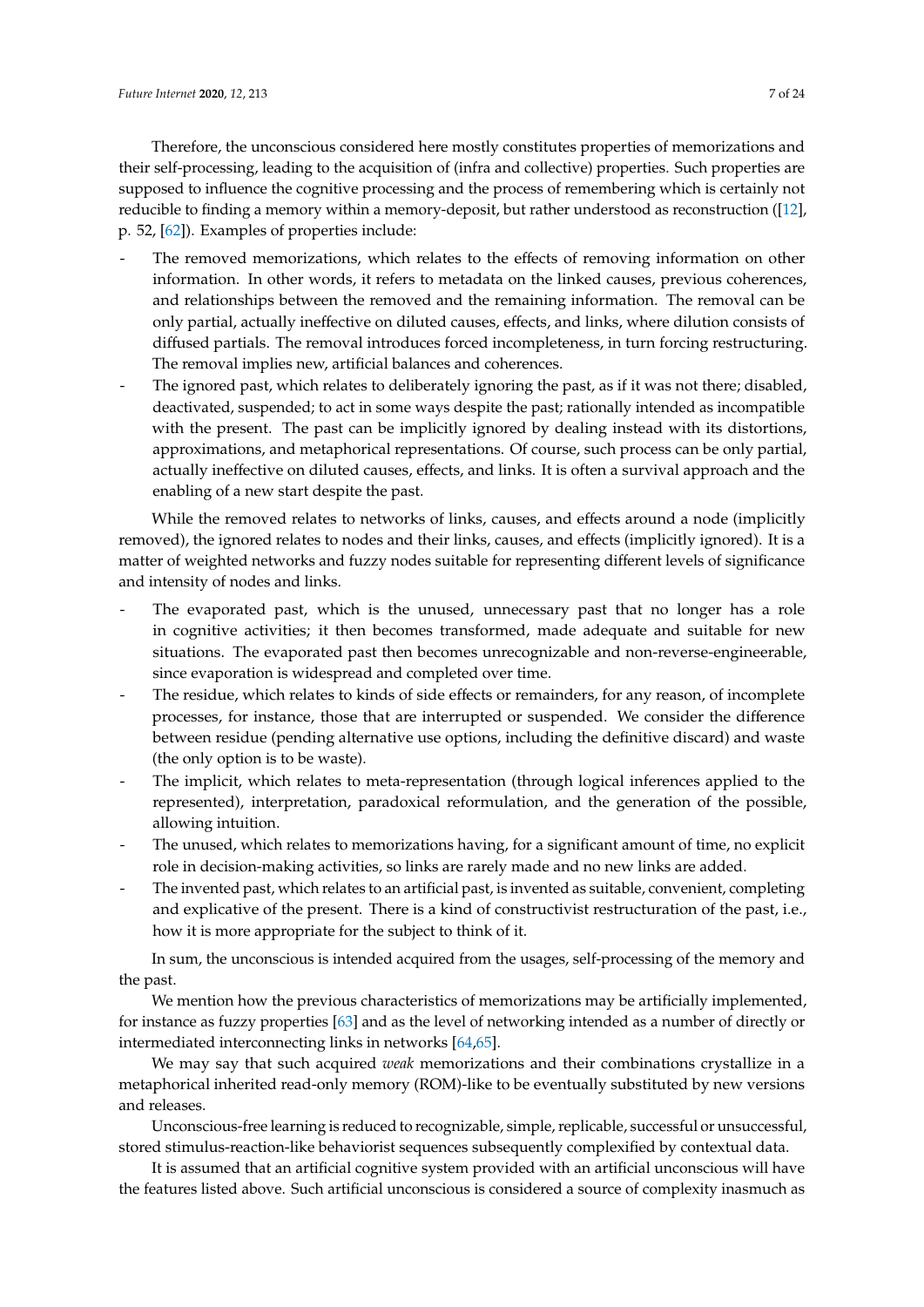Therefore, the unconscious considered here mostly constitutes properties of memorizations and their self-processing, leading to the acquisition of (infra and collective) properties. Such properties are supposed to influence the cognitive processing and the process of remembering which is certainly not reducible to finding a memory within a memory-deposit, but rather understood as reconstruction ([12], p. 52, [62]). Examples of properties include:

- The removed memorizations, which relates to the effects of removing information on other information. In other words, it refers to metadata on the linked causes, previous coherences, and relationships between the removed and the remaining information. The removal can be only partial, actually ineffective on diluted causes, effects, and links, where dilution consists of diffused partials. The removal introduces forced incompleteness, in turn forcing restructuring. The removal implies new, artificial balances and coherences.
- The ignored past, which relates to deliberately ignoring the past, as if it was not there; disabled, deactivated, suspended; to act in some ways despite the past; rationally intended as incompatible with the present. The past can be implicitly ignored by dealing instead with its distortions, approximations, and metaphorical representations. Of course, such process can be only partial, actually ineffective on diluted causes, effects, and links. It is often a survival approach and the enabling of a new start despite the past.

While the removed relates to networks of links, causes, and effects around a node (implicitly removed), the ignored relates to nodes and their links, causes, and effects (implicitly ignored). It is a matter of weighted networks and fuzzy nodes suitable for representing different levels of significance and intensity of nodes and links.

- The evaporated past, which is the unused, unnecessary past that no longer has a role in cognitive activities; it then becomes transformed, made adequate and suitable for new situations. The evaporated past then becomes unrecognizable and non-reverse-engineerable, since evaporation is widespread and completed over time.
- The residue, which relates to kinds of side effects or remainders, for any reason, of incomplete processes, for instance, those that are interrupted or suspended. We consider the difference between residue (pending alternative use options, including the definitive discard) and waste (the only option is to be waste).
- The implicit, which relates to meta-representation (through logical inferences applied to the represented), interpretation, paradoxical reformulation, and the generation of the possible, allowing intuition.
- The unused, which relates to memorizations having, for a significant amount of time, no explicit role in decision-making activities, so links are rarely made and no new links are added.
- The invented past, which relates to an artificial past, is invented as suitable, convenient, completing and explicative of the present. There is a kind of constructivist restructuration of the past, i.e., how it is more appropriate for the subject to think of it.

In sum, the unconscious is intended acquired from the usages, self-processing of the memory and the past.

We mention how the previous characteristics of memorizations may be artificially implemented, for instance as fuzzy properties [63] and as the level of networking intended as a number of directly or intermediated interconnecting links in networks [64,65].

We may say that such acquired *weak* memorizations and their combinations crystallize in a metaphorical inherited read-only memory (ROM)-like to be eventually substituted by new versions and releases.

Unconscious-free learning is reduced to recognizable, simple, replicable, successful or unsuccessful, stored stimulus-reaction-like behaviorist sequences subsequently complexified by contextual data.

It is assumed that an artificial cognitive system provided with an artificial unconscious will have the features listed above. Such artificial unconscious is considered a source of complexity inasmuch as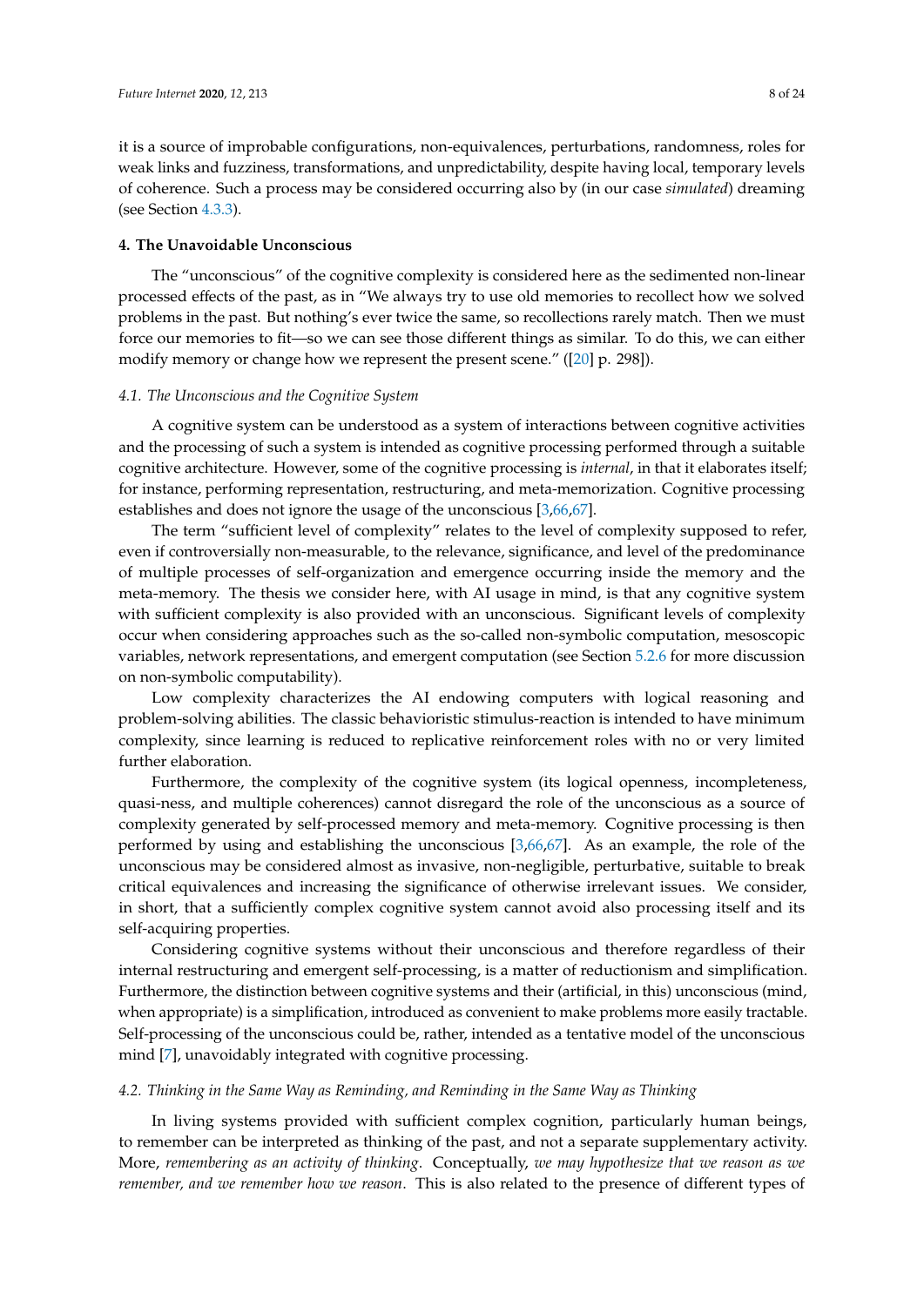it is a source of improbable configurations, non-equivalences, perturbations, randomness, roles for weak links and fuzziness, transformations, and unpredictability, despite having local, temporary levels of coherence. Such a process may be considered occurring also by (in our case *simulated*) dreaming (see Section 4.3.3).

## 4. The Unavoidable Unconscious

The "unconscious" of the cognitive complexity is considered here as the sedimented non-linear processed effects of the past, as in "We always try to use old memories to recollect how we solved problems in the past. But nothing's ever twice the same, so recollections rarely match. Then we must force our memories to fit—so we can see those different things as similar. To do this, we can either modify memory or change how we represent the present scene." ([20] p. 298]).

### *4.1. The Unconscious and the Cognitive System*

A cognitive system can be understood as a system of interactions between cognitive activities and the processing of such a system is intended as cognitive processing performed through a suitable cognitive architecture. However, some of the cognitive processing is *internal*, in that it elaborates itself; for instance, performing representation, restructuring, and meta-memorization. Cognitive processing establishes and does not ignore the usage of the unconscious [3,66,67].

The term "sufficient level of complexity" relates to the level of complexity supposed to refer, even if controversially non-measurable, to the relevance, significance, and level of the predominance of multiple processes of self-organization and emergence occurring inside the memory and the meta-memory. The thesis we consider here, with AI usage in mind, is that any cognitive system with sufficient complexity is also provided with an unconscious. Significant levels of complexity occur when considering approaches such as the so-called non-symbolic computation, mesoscopic variables, network representations, and emergent computation (see Section 5.2.6 for more discussion on non-symbolic computability).

Low complexity characterizes the AI endowing computers with logical reasoning and problem-solving abilities. The classic behavioristic stimulus-reaction is intended to have minimum complexity, since learning is reduced to replicative reinforcement roles with no or very limited further elaboration.

Furthermore, the complexity of the cognitive system (its logical openness, incompleteness, quasi-ness, and multiple coherences) cannot disregard the role of the unconscious as a source of complexity generated by self-processed memory and meta-memory. Cognitive processing is then performed by using and establishing the unconscious [3,66,67]. As an example, the role of the unconscious may be considered almost as invasive, non-negligible, perturbative, suitable to break critical equivalences and increasing the significance of otherwise irrelevant issues. We consider, in short, that a sufficiently complex cognitive system cannot avoid also processing itself and its self-acquiring properties.

Considering cognitive systems without their unconscious and therefore regardless of their internal restructuring and emergent self-processing, is a matter of reductionism and simplification. Furthermore, the distinction between cognitive systems and their (artificial, in this) unconscious (mind, when appropriate) is a simplification, introduced as convenient to make problems more easily tractable. Self-processing of the unconscious could be, rather, intended as a tentative model of the unconscious mind [7], unavoidably integrated with cognitive processing.

### *4.2. Thinking in the Same Way as Reminding, and Reminding in the Same Way as Thinking*

In living systems provided with sufficient complex cognition, particularly human beings, to remember can be interpreted as thinking of the past, and not a separate supplementary activity. More, *remembering as an activity of thinking*. Conceptually, *we may hypothesize that we reason as we remember, and we remember how we reason*. This is also related to the presence of different types of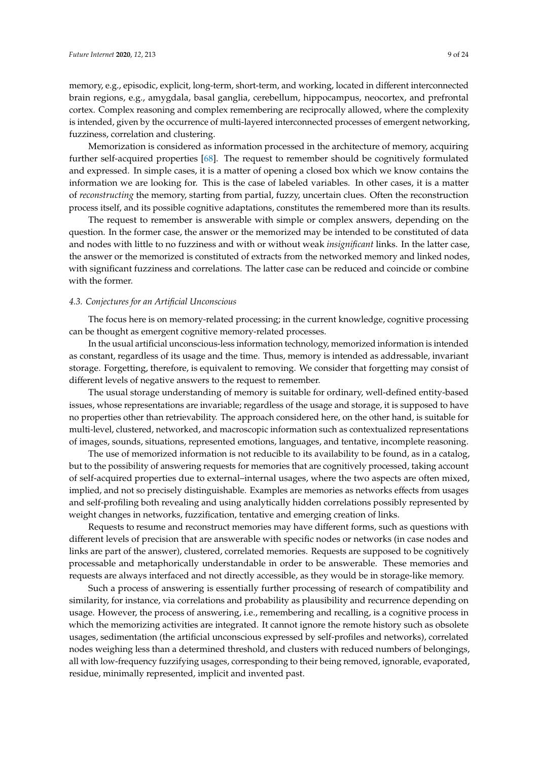memory, e.g., episodic, explicit, long-term, short-term, and working, located in different interconnected brain regions, e.g., amygdala, basal ganglia, cerebellum, hippocampus, neocortex, and prefrontal cortex. Complex reasoning and complex remembering are reciprocally allowed, where the complexity is intended, given by the occurrence of multi-layered interconnected processes of emergent networking, fuzziness, correlation and clustering.

Memorization is considered as information processed in the architecture of memory, acquiring further self-acquired properties [68]. The request to remember should be cognitively formulated and expressed. In simple cases, it is a matter of opening a closed box which we know contains the information we are looking for. This is the case of labeled variables. In other cases, it is a matter of *reconstructing* the memory, starting from partial, fuzzy, uncertain clues. Often the reconstruction process itself, and its possible cognitive adaptations, constitutes the remembered more than its results.

The request to remember is answerable with simple or complex answers, depending on the question. In the former case, the answer or the memorized may be intended to be constituted of data and nodes with little to no fuzziness and with or without weak *insignificant* links. In the latter case, the answer or the memorized is constituted of extracts from the networked memory and linked nodes, with significant fuzziness and correlations. The latter case can be reduced and coincide or combine with the former.

### 4.3. Conjectures for an Artificial Unconscious

The focus here is on memory-related processing; in the current knowledge, cognitive processing can be thought as emergent cognitive memory-related processes.

In the usual artificial unconscious-less information technology, memorized information is intended as constant, regardless of its usage and the time. Thus, memory is intended as addressable, invariant storage. Forgetting, therefore, is equivalent to removing. We consider that forgetting may consist of different levels of negative answers to the request to remember.

The usual storage understanding of memory is suitable for ordinary, well-defined entity-based issues, whose representations are invariable; regardless of the usage and storage, it is supposed to have no properties other than retrievability. The approach considered here, on the other hand, is suitable for multi-level, clustered, networked, and macroscopic information such as contextualized representations of images, sounds, situations, represented emotions, languages, and tentative, incomplete reasoning.

The use of memorized information is not reducible to its availability to be found, as in a catalog, but to the possibility of answering requests for memories that are cognitively processed, taking account of self-acquired properties due to external–internal usages, where the two aspects are often mixed, implied, and not so precisely distinguishable. Examples are memories as networks effects from usages and self-profiling both revealing and using analytically hidden correlations possibly represented by weight changes in networks, fuzzification, tentative and emerging creation of links.

Requests to resume and reconstruct memories may have different forms, such as questions with different levels of precision that are answerable with specific nodes or networks (in case nodes and links are part of the answer), clustered, correlated memories. Requests are supposed to be cognitively processable and metaphorically understandable in order to be answerable. These memories and requests are always interfaced and not directly accessible, as they would be in storage-like memory.

Such a process of answering is essentially further processing of research of compatibility and similarity, for instance, via correlations and probability as plausibility and recurrence depending on usage. However, the process of answering, i.e., remembering and recalling, is a cognitive process in which the memorizing activities are integrated. It cannot ignore the remote history such as obsolete usages, sedimentation (the artificial unconscious expressed by self-profiles and networks), correlated nodes weighing less than a determined threshold, and clusters with reduced numbers of belongings, all with low-frequency fuzzifying usages, corresponding to their being removed, ignorable, evaporated, residue, minimally represented, implicit and invented past.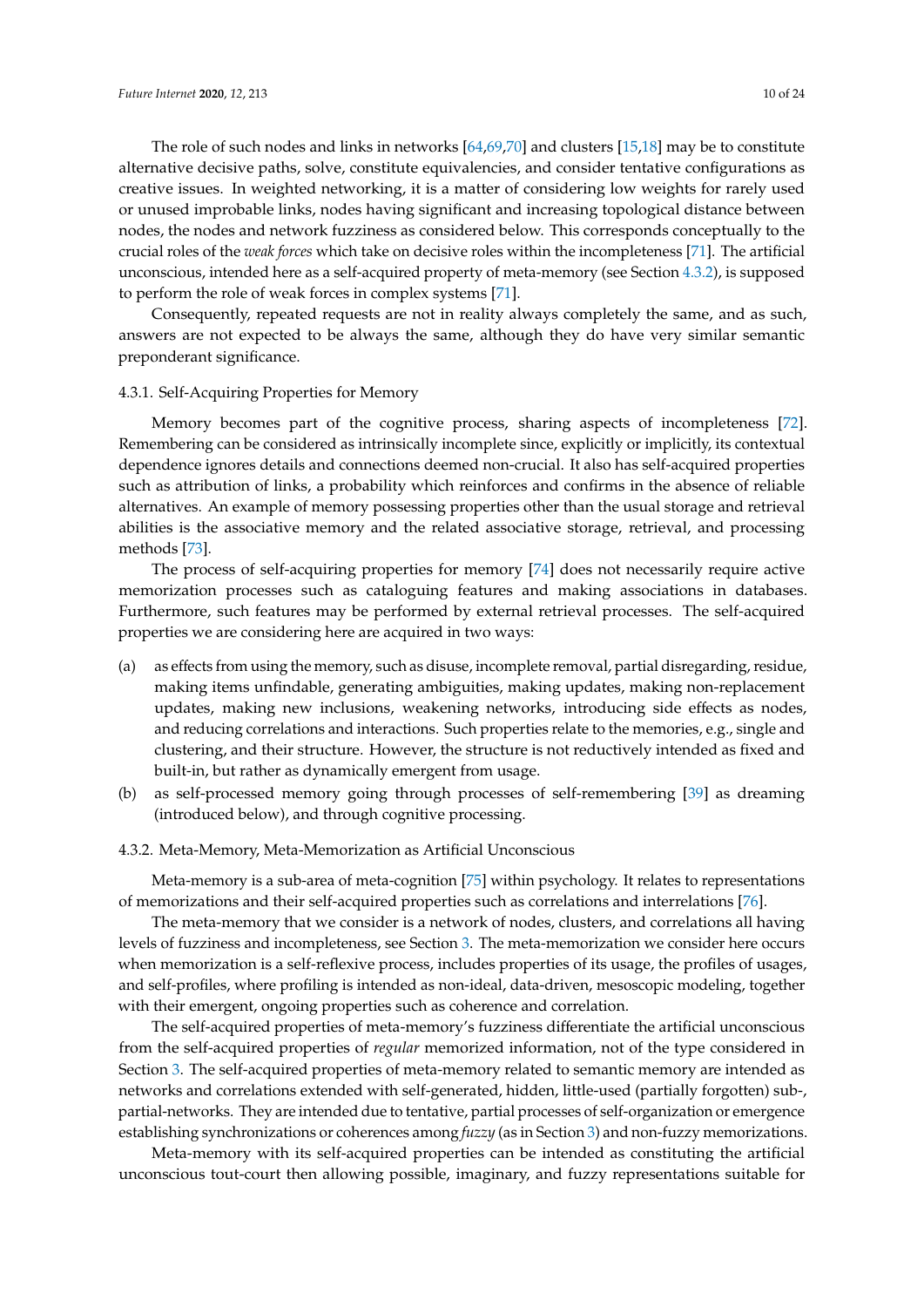The role of such nodes and links in networks [64,69,70] and clusters [15,18] may be to constitute alternative decisive paths, solve, constitute equivalencies, and consider tentative configurations as creative issues. In weighted networking, it is a matter of considering low weights for rarely used or unused improbable links, nodes having significant and increasing topological distance between nodes, the nodes and network fuzziness as considered below. This corresponds conceptually to the crucial roles of the *weak forces* which take on decisive roles within the incompleteness [71]. The artificial unconscious, intended here as a self-acquired property of meta-memory (see Section 4.3.2), is supposed to perform the role of weak forces in complex systems [71].

Consequently, repeated requests are not in reality always completely the same, and as such, answers are not expected to be always the same, although they do have very similar semantic preponderant significance.

#### 4.3.1. Self-Acquiring Properties for Memory

Memory becomes part of the cognitive process, sharing aspects of incompleteness [72]. Remembering can be considered as intrinsically incomplete since, explicitly or implicitly, its contextual dependence ignores details and connections deemed non-crucial. It also has self-acquired properties such as attribution of links, a probability which reinforces and confirms in the absence of reliable alternatives. An example of memory possessing properties other than the usual storage and retrieval abilities is the associative memory and the related associative storage, retrieval, and processing methods [73].

The process of self-acquiring properties for memory [74] does not necessarily require active memorization processes such as cataloguing features and making associations in databases. Furthermore, such features may be performed by external retrieval processes. The self-acquired properties we are considering here are acquired in two ways:

(a) as effects from using the memory, such as disuse, incomplete removal, partial disregarding, residue, making items unfindable, generating ambiguities, making updates, making non-replacement updates, making new inclusions, weakening networks, introducing side effects as nodes, and reducing correlations and interactions. Such properties relate to the memories, e.g., single and clustering, and their structure. However, the structure is not reductively intended as fixed and built-in, but rather as dynamically emergent from usage.

(b) as self-processed memory going through processes of self-remembering [39] as dreaming (introduced below), and through cognitive processing.

#### 4.3.2. Meta-Memory, Meta-Memorization as Artificial Unconscious

Meta-memory is a sub-area of meta-cognition [75] within psychology. It relates to representations of memorizations and their self-acquired properties such as correlations and interrelations [76].

The meta-memory that we consider is a network of nodes, clusters, and correlations all having levels of fuzziness and incompleteness, see Section 3. The meta-memorization we consider here occurs when memorization is a self-reflexive process, includes properties of its usage, the profiles of usages, and self-profiles, where profiling is intended as non-ideal, data-driven, mesoscopic modeling, together with their emergent, ongoing properties such as coherence and correlation.

The self-acquired properties of meta-memory's fuzziness differentiate the artificial unconscious from the self-acquired properties of *regular* memorized information, not of the type considered in Section 3. The self-acquired properties of meta-memory related to semantic memory are intended as networks and correlations extended with self-generated, hidden, little-used (partially forgotten) sub-, partial-networks. They are intended due to tentative, partial processes of self-organization or emergence establishing synchronizations or coherences among *fuzzy* (as in Section 3) and non-fuzzy memorizations.

Meta-memory with its self-acquired properties can be intended as constituting the artificial unconscious tout-court then allowing possible, imaginary, and fuzzy representations suitable for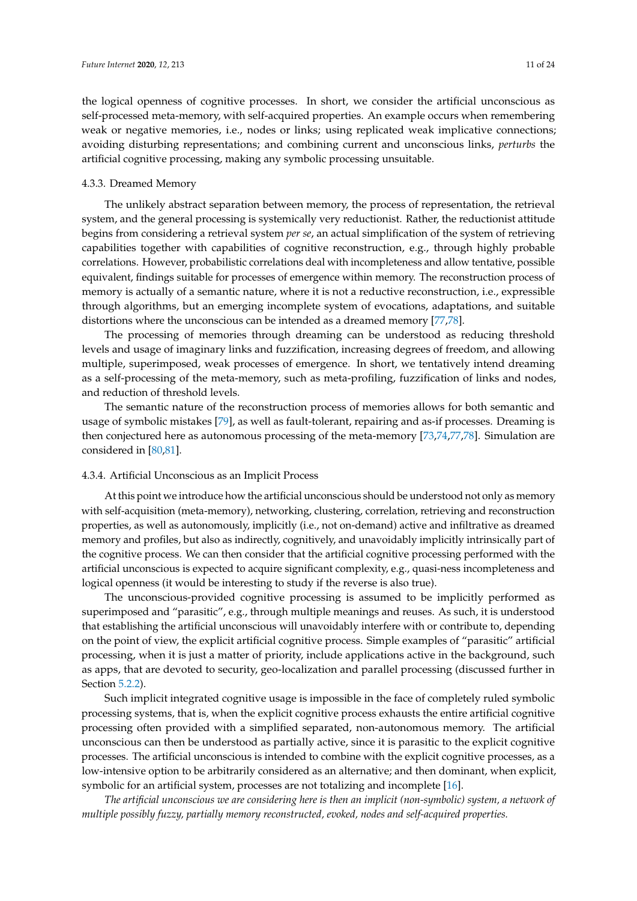the logical openness of cognitive processes. In short, we consider the artificial unconscious as self-processed meta-memory, with self-acquired properties. An example occurs when remembering weak or negative memories, i.e., nodes or links; using replicated weak implicative connections; avoiding disturbing representations; and combining current and unconscious links, *perturbs* the artificial cognitive processing, making any symbolic processing unsuitable.

#### 4.3.3. Dreamed Memory

The unlikely abstract separation between memory, the process of representation, the retrieval system, and the general processing is systemically very reductionist. Rather, the reductionist attitude begins from considering a retrieval system *per se*, an actual simplification of the system of retrieving capabilities together with capabilities of cognitive reconstruction, e.g., through highly probable correlations. However, probabilistic correlations deal with incompleteness and allow tentative, possible equivalent, findings suitable for processes of emergence within memory. The reconstruction process of memory is actually of a semantic nature, where it is not a reductive reconstruction, i.e., expressible through algorithms, but an emerging incomplete system of evocations, adaptations, and suitable distortions where the unconscious can be intended as a dreamed memory [77,78].

The processing of memories through dreaming can be understood as reducing threshold levels and usage of imaginary links and fuzzification, increasing degrees of freedom, and allowing multiple, superimposed, weak processes of emergence. In short, we tentatively intend dreaming as a self-processing of the meta-memory, such as meta-profiling, fuzzification of links and nodes, and reduction of threshold levels.

The semantic nature of the reconstruction process of memories allows for both semantic and usage of symbolic mistakes [79], as well as fault-tolerant, repairing and as-if processes. Dreaming is then conjectured here as autonomous processing of the meta-memory [73,74,77,78]. Simulation are considered in [80,81].

#### 4.3.4. Artificial Unconscious as an Implicit Process

At this point we introduce how the artificial unconscious should be understood not only as memory with self-acquisition (meta-memory), networking, clustering, correlation, retrieving and reconstruction properties, as well as autonomously, implicitly (i.e., not on-demand) active and infiltrative as dreamed memory and profiles, but also as indirectly, cognitively, and unavoidably implicitly intrinsically part of the cognitive process. We can then consider that the artificial cognitive processing performed with the artificial unconscious is expected to acquire significant complexity, e.g., quasi-ness incompleteness and logical openness (it would be interesting to study if the reverse is also true).

The unconscious-provided cognitive processing is assumed to be implicitly performed as superimposed and "parasitic", e.g., through multiple meanings and reuses. As such, it is understood that establishing the artificial unconscious will unavoidably interfere with or contribute to, depending on the point of view, the explicit artificial cognitive process. Simple examples of "parasitic" artificial processing, when it is just a matter of priority, include applications active in the background, such as apps, that are devoted to security, geo-localization and parallel processing (discussed further in Section 5.2.2).

Such implicit integrated cognitive usage is impossible in the face of completely ruled symbolic processing systems, that is, when the explicit cognitive process exhausts the entire artificial cognitive processing often provided with a simplified separated, non-autonomous memory. The artificial unconscious can then be understood as partially active, since it is parasitic to the explicit cognitive processes. The artificial unconscious is intended to combine with the explicit cognitive processes, as a low-intensive option to be arbitrarily considered as an alternative; and then dominant, when explicit, symbolic for an artificial system, processes are not totalizing and incomplete [16].

*The artificial unconscious we are considering here is then an implicit (non-symbolic) system, a network of multiple possibly fuzzy, partially memory reconstructed, evoked, nodes and self-acquired properties.*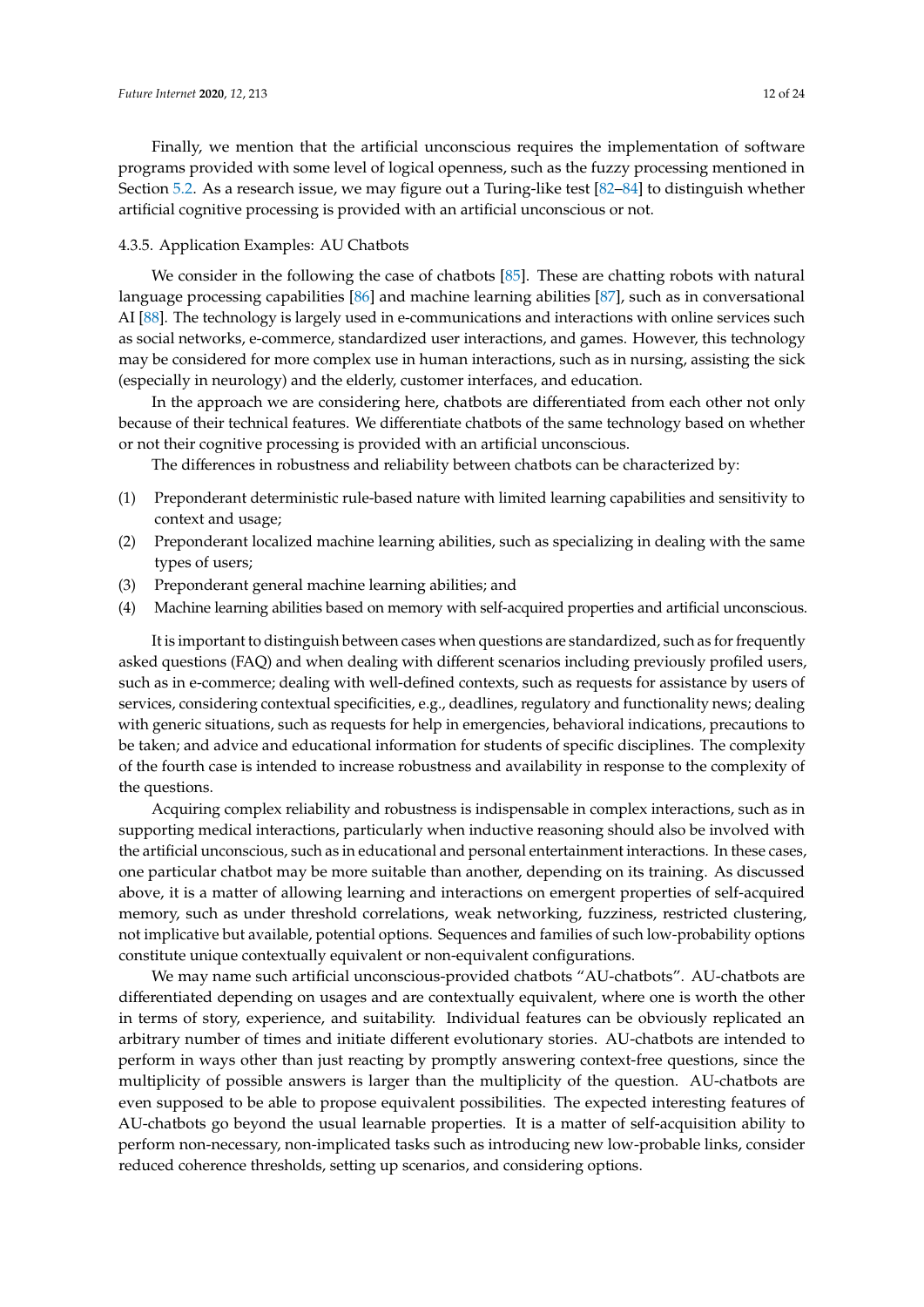Finally, we mention that the artificial unconscious requires the implementation of software programs provided with some level of logical openness, such as the fuzzy processing mentioned in Section 5.2. As a research issue, we may figure out a Turing-like test [82–84] to distinguish whether artificial cognitive processing is provided with an artificial unconscious or not.

#### 4.3.5. Application Examples: AU Chatbots

We consider in the following the case of chatbots [85]. These are chatting robots with natural language processing capabilities [86] and machine learning abilities [87], such as in conversational AI [88]. The technology is largely used in e-communications and interactions with online services such as social networks, e-commerce, standardized user interactions, and games. However, this technology may be considered for more complex use in human interactions, such as in nursing, assisting the sick (especially in neurology) and the elderly, customer interfaces, and education.

In the approach we are considering here, chatbots are differentiated from each other not only because of their technical features. We differentiate chatbots of the same technology based on whether or not their cognitive processing is provided with an artificial unconscious.

The differences in robustness and reliability between chatbots can be characterized by:

(1) Preponderant deterministic rule-based nature with limited learning capabilities and sensitivity to context and usage;
(2) Preponderant localized machine learning abilities, such as specializing in dealing with the same types of users;
(3) Preponderant general machine learning abilities; and
(4) Machine learning abilities based on memory with self-acquired properties and artificial unconscious.

It is important to distinguish between cases when questions are standardized, such as for frequently asked questions (FAQ) and when dealing with different scenarios including previously profiled users, such as in e-commerce; dealing with well-defined contexts, such as requests for assistance by users of services, considering contextual specificities, e.g., deadlines, regulatory and functionality news; dealing with generic situations, such as requests for help in emergencies, behavioral indications, precautions to be taken; and advice and educational information for students of specific disciplines. The complexity of the fourth case is intended to increase robustness and availability in response to the complexity of the questions.

Acquiring complex reliability and robustness is indispensable in complex interactions, such as in supporting medical interactions, particularly when inductive reasoning should also be involved with the artificial unconscious, such as in educational and personal entertainment interactions. In these cases, one particular chatbot may be more suitable than another, depending on its training. As discussed above, it is a matter of allowing learning and interactions on emergent properties of self-acquired memory, such as under threshold correlations, weak networking, fuzziness, restricted clustering, not implicative but available, potential options. Sequences and families of such low-probability options constitute unique contextually equivalent or non-equivalent configurations.

We may name such artificial unconscious-provided chatbots "AU-chatbots". AU-chatbots are differentiated depending on usages and are contextually equivalent, where one is worth the other in terms of story, experience, and suitability. Individual features can be obviously replicated an arbitrary number of times and initiate different evolutionary stories. AU-chatbots are intended to perform in ways other than just reacting by promptly answering context-free questions, since the multiplicity of possible answers is larger than the multiplicity of the question. AU-chatbots are even supposed to be able to propose equivalent possibilities. The expected interesting features of AU-chatbots go beyond the usual learnable properties. It is a matter of self-acquisition ability to perform non-necessary, non-implicated tasks such as introducing new low-probable links, consider reduced coherence thresholds, setting up scenarios, and considering options.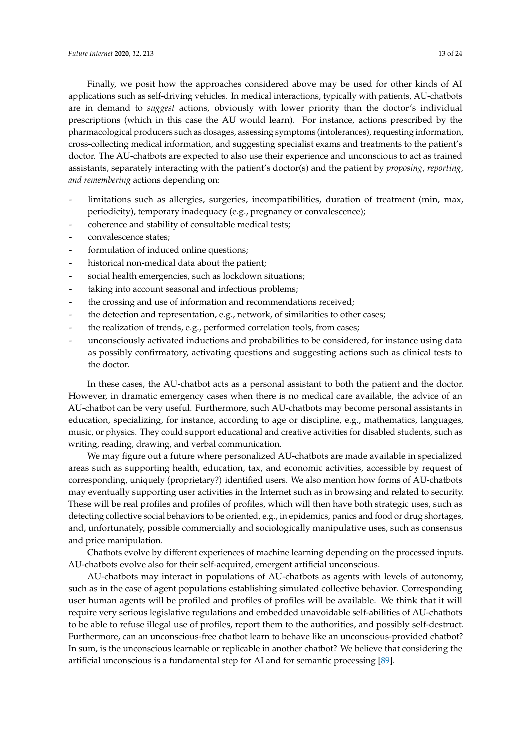Finally, we posit how the approaches considered above may be used for other kinds of AI applications such as self-driving vehicles. In medical interactions, typically with patients, AU-chatbots are in demand to *suggest* actions, obviously with lower priority than the doctor's individual prescriptions (which in this case the AU would learn). For instance, actions prescribed by the pharmacological producers such as dosages, assessing symptoms (intolerances), requesting information, cross-collecting medical information, and suggesting specialist exams and treatments to the patient's doctor. The AU-chatbots are expected to also use their experience and unconscious to act as trained assistants, separately interacting with the patient's doctor(s) and the patient by *proposing*, *reporting, and remembering* actions depending on:

- limitations such as allergies, surgeries, incompatibilities, duration of treatment (min, max, periodicity), temporary inadequacy (e.g., pregnancy or convalescence);
- coherence and stability of consultable medical tests;
- convalescence states;
- formulation of induced online questions;
- historical non-medical data about the patient;
- social health emergencies, such as lockdown situations;
- taking into account seasonal and infectious problems;
- the crossing and use of information and recommendations received;
- the detection and representation, e.g., network, of similarities to other cases;
- the realization of trends, e.g., performed correlation tools, from cases;
- unconsciously activated inductions and probabilities to be considered, for instance using data as possibly confirmatory, activating questions and suggesting actions such as clinical tests to the doctor.

In these cases, the AU-chatbot acts as a personal assistant to both the patient and the doctor. However, in dramatic emergency cases when there is no medical care available, the advice of an AU-chatbot can be very useful. Furthermore, such AU-chatbots may become personal assistants in education, specializing, for instance, according to age or discipline, e.g., mathematics, languages, music, or physics. They could support educational and creative activities for disabled students, such as writing, reading, drawing, and verbal communication.

We may figure out a future where personalized AU-chatbots are made available in specialized areas such as supporting health, education, tax, and economic activities, accessible by request of corresponding, uniquely (proprietary?) identified users. We also mention how forms of AU-chatbots may eventually supporting user activities in the Internet such as in browsing and related to security. These will be real profiles and profiles of profiles, which will then have both strategic uses, such as detecting collective social behaviors to be oriented, e.g., in epidemics, panics and food or drug shortages, and, unfortunately, possible commercially and sociologically manipulative uses, such as consensus and price manipulation.

Chatbots evolve by different experiences of machine learning depending on the processed inputs. AU-chatbots evolve also for their self-acquired, emergent artificial unconscious.

AU-chatbots may interact in populations of AU-chatbots as agents with levels of autonomy, such as in the case of agent populations establishing simulated collective behavior. Corresponding user human agents will be profiled and profiles of profiles will be available. We think that it will require very serious legislative regulations and embedded unavoidable self-abilities of AU-chatbots to be able to refuse illegal use of profiles, report them to the authorities, and possibly self-destruct. Furthermore, can an unconscious-free chatbot learn to behave like an unconscious-provided chatbot? In sum, is the unconscious learnable or replicable in another chatbot? We believe that considering the artificial unconscious is a fundamental step for AI and for semantic processing [89].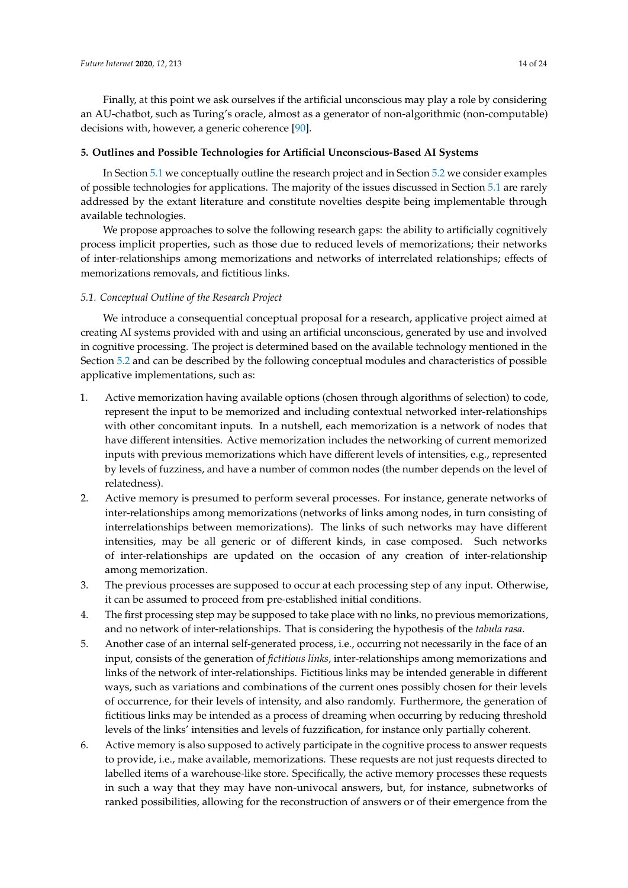Finally, at this point we ask ourselves if the artificial unconscious may play a role by considering an AU-chatbot, such as Turing's oracle, almost as a generator of non-algorithmic (non-computable) decisions with, however, a generic coherence [90].

## 5. Outlines and Possible Technologies for Artificial Unconscious-Based AI Systems

In Section 5.1 we conceptually outline the research project and in Section 5.2 we consider examples of possible technologies for applications. The majority of the issues discussed in Section 5.1 are rarely addressed by the extant literature and constitute novelties despite being implementable through available technologies.

We propose approaches to solve the following research gaps: the ability to artificially cognitively process implicit properties, such as those due to reduced levels of memorizations; their networks of inter-relationships among memorizations and networks of interrelated relationships; effects of memorizations removals, and fictitious links.

### *5.1. Conceptual Outline of the Research Project*

We introduce a consequential conceptual proposal for a research, applicative project aimed at creating AI systems provided with and using an artificial unconscious, generated by use and involved in cognitive processing. The project is determined based on the available technology mentioned in the Section 5.2 and can be described by the following conceptual modules and characteristics of possible applicative implementations, such as:

1. Active memorization having available options (chosen through algorithms of selection) to code, represent the input to be memorized and including contextual networked inter-relationships with other concomitant inputs. In a nutshell, each memorization is a network of nodes that have different intensities. Active memorization includes the networking of current memorized inputs with previous memorizations which have different levels of intensities, e.g., represented by levels of fuzziness, and have a number of common nodes (the number depends on the level of relatedness).
2. Active memory is presumed to perform several processes. For instance, generate networks of inter-relationships among memorizations (networks of links among nodes, in turn consisting of interrelationships between memorizations). The links of such networks may have different intensities, may be all generic or of different kinds, in case composed. Such networks of inter-relationships are updated on the occasion of any creation of inter-relationship among memorization.
3. The previous processes are supposed to occur at each processing step of any input. Otherwise, it can be assumed to proceed from pre-established initial conditions.
4. The first processing step may be supposed to take place with no links, no previous memorizations, and no network of inter-relationships. That is considering the hypothesis of the *tabula rasa*.
5. Another case of an internal self-generated process, i.e., occurring not necessarily in the face of an input, consists of the generation of *fictitious links*, inter-relationships among memorizations and links of the network of inter-relationships. Fictitious links may be intended generable in different ways, such as variations and combinations of the current ones possibly chosen for their levels of occurrence, for their levels of intensity, and also randomly. Furthermore, the generation of fictitious links may be intended as a process of dreaming when occurring by reducing threshold levels of the links' intensities and levels of fuzzification, for instance only partially coherent.
6. Active memory is also supposed to actively participate in the cognitive process to answer requests to provide, i.e., make available, memorizations. These requests are not just requests directed to labelled items of a warehouse-like store. Specifically, the active memory processes these requests in such a way that they may have non-univocal answers, but, for instance, subnetworks of ranked possibilities, allowing for the reconstruction of answers or of their emergence from the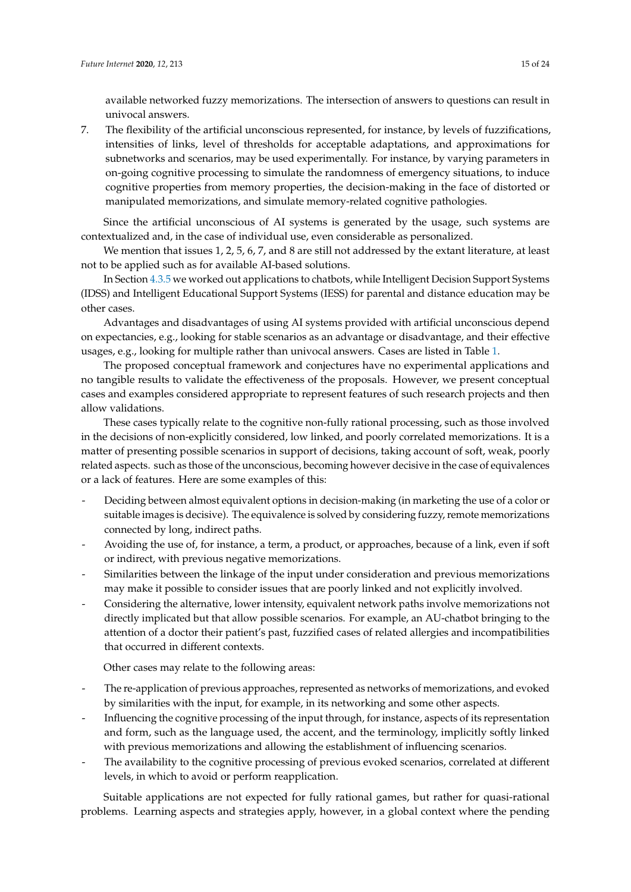available networked fuzzy memorizations. The intersection of answers to questions can result in univocal answers.

7. The flexibility of the artificial unconscious represented, for instance, by levels of fuzzifications, intensities of links, level of thresholds for acceptable adaptations, and approximations for subnetworks and scenarios, may be used experimentally. For instance, by varying parameters in on-going cognitive processing to simulate the randomness of emergency situations, to induce cognitive properties from memory properties, the decision-making in the face of distorted or manipulated memorizations, and simulate memory-related cognitive pathologies.

Since the artificial unconscious of AI systems is generated by the usage, such systems are contextualized and, in the case of individual use, even considerable as personalized.

We mention that issues 1, 2, 5, 6, 7, and 8 are still not addressed by the extant literature, at least not to be applied such as for available AI-based solutions.

In Section 4.3.5 we worked out applications to chatbots, while Intelligent Decision Support Systems (IDSS) and Intelligent Educational Support Systems (IESS) for parental and distance education may be other cases.

Advantages and disadvantages of using AI systems provided with artificial unconscious depend on expectancies, e.g., looking for stable scenarios as an advantage or disadvantage, and their effective usages, e.g., looking for multiple rather than univocal answers. Cases are listed in Table 1.

The proposed conceptual framework and conjectures have no experimental applications and no tangible results to validate the effectiveness of the proposals. However, we present conceptual cases and examples considered appropriate to represent features of such research projects and then allow validations.

These cases typically relate to the cognitive non-fully rational processing, such as those involved in the decisions of non-explicitly considered, low linked, and poorly correlated memorizations. It is a matter of presenting possible scenarios in support of decisions, taking account of soft, weak, poorly related aspects. such as those of the unconscious, becoming however decisive in the case of equivalences or a lack of features. Here are some examples of this:

- Deciding between almost equivalent options in decision-making (in marketing the use of a color or suitable images is decisive). The equivalence is solved by considering fuzzy, remote memorizations connected by long, indirect paths.
- Avoiding the use of, for instance, a term, a product, or approaches, because of a link, even if soft or indirect, with previous negative memorizations.
- Similarities between the linkage of the input under consideration and previous memorizations may make it possible to consider issues that are poorly linked and not explicitly involved.
- Considering the alternative, lower intensity, equivalent network paths involve memorizations not directly implicated but that allow possible scenarios. For example, an AU-chatbot bringing to the attention of a doctor their patient's past, fuzzified cases of related allergies and incompatibilities that occurred in different contexts.

Other cases may relate to the following areas:

- The re-application of previous approaches, represented as networks of memorizations, and evoked by similarities with the input, for example, in its networking and some other aspects.
- Influencing the cognitive processing of the input through, for instance, aspects of its representation and form, such as the language used, the accent, and the terminology, implicitly softly linked with previous memorizations and allowing the establishment of influencing scenarios.
- The availability to the cognitive processing of previous evoked scenarios, correlated at different levels, in which to avoid or perform reapplication.

Suitable applications are not expected for fully rational games, but rather for quasi-rational problems. Learning aspects and strategies apply, however, in a global context where the pending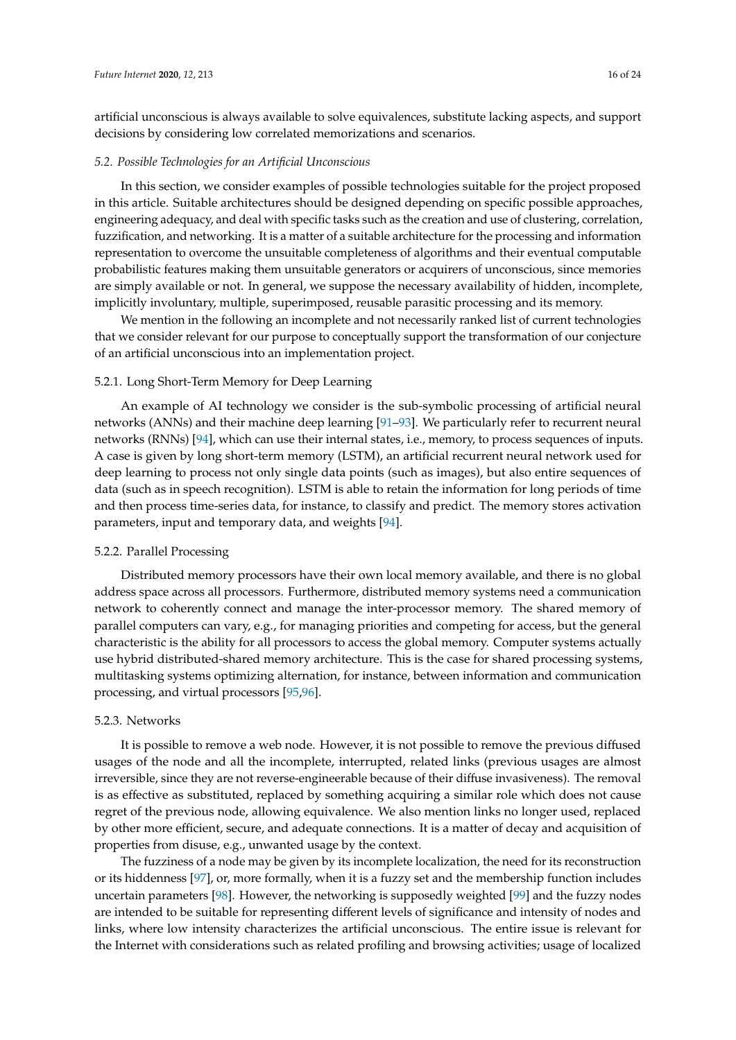artificial unconscious is always available to solve equivalences, substitute lacking aspects, and support decisions by considering low correlated memorizations and scenarios.

### *5.2. Possible Technologies for an Artificial Unconscious*

In this section, we consider examples of possible technologies suitable for the project proposed in this article. Suitable architectures should be designed depending on specific possible approaches, engineering adequacy, and deal with specific tasks such as the creation and use of clustering, correlation, fuzzification, and networking. It is a matter of a suitable architecture for the processing and information representation to overcome the unsuitable completeness of algorithms and their eventual computable probabilistic features making them unsuitable generators or acquirers of unconscious, since memories are simply available or not. In general, we suppose the necessary availability of hidden, incomplete, implicitly involuntary, multiple, superimposed, reusable parasitic processing and its memory.

We mention in the following an incomplete and not necessarily ranked list of current technologies that we consider relevant for our purpose to conceptually support the transformation of our conjecture of an artificial unconscious into an implementation project.

#### 5.2.1. Long Short-Term Memory for Deep Learning

An example of AI technology we consider is the sub-symbolic processing of artificial neural networks (ANNs) and their machine deep learning [91–93]. We particularly refer to recurrent neural networks (RNNs) [94], which can use their internal states, i.e., memory, to process sequences of inputs. A case is given by long short-term memory (LSTM), an artificial recurrent neural network used for deep learning to process not only single data points (such as images), but also entire sequences of data (such as in speech recognition). LSTM is able to retain the information for long periods of time and then process time-series data, for instance, to classify and predict. The memory stores activation parameters, input and temporary data, and weights [94].

#### 5.2.2. Parallel Processing

Distributed memory processors have their own local memory available, and there is no global address space across all processors. Furthermore, distributed memory systems need a communication network to coherently connect and manage the inter-processor memory. The shared memory of parallel computers can vary, e.g., for managing priorities and competing for access, but the general characteristic is the ability for all processors to access the global memory. Computer systems actually use hybrid distributed-shared memory architecture. This is the case for shared processing systems, multitasking systems optimizing alternation, for instance, between information and communication processing, and virtual processors [95,96].

#### 5.2.3. Networks

It is possible to remove a web node. However, it is not possible to remove the previous diffused usages of the node and all the incomplete, interrupted, related links (previous usages are almost irreversible, since they are not reverse-engineerable because of their diffuse invasiveness). The removal is as effective as substituted, replaced by something acquiring a similar role which does not cause regret of the previous node, allowing equivalence. We also mention links no longer used, replaced by other more efficient, secure, and adequate connections. It is a matter of decay and acquisition of properties from disuse, e.g., unwanted usage by the context.

The fuzziness of a node may be given by its incomplete localization, the need for its reconstruction or its hiddenness [97], or, more formally, when it is a fuzzy set and the membership function includes uncertain parameters [98]. However, the networking is supposedly weighted [99] and the fuzzy nodes are intended to be suitable for representing different levels of significance and intensity of nodes and links, where low intensity characterizes the artificial unconscious. The entire issue is relevant for the Internet with considerations such as related profiling and browsing activities; usage of localized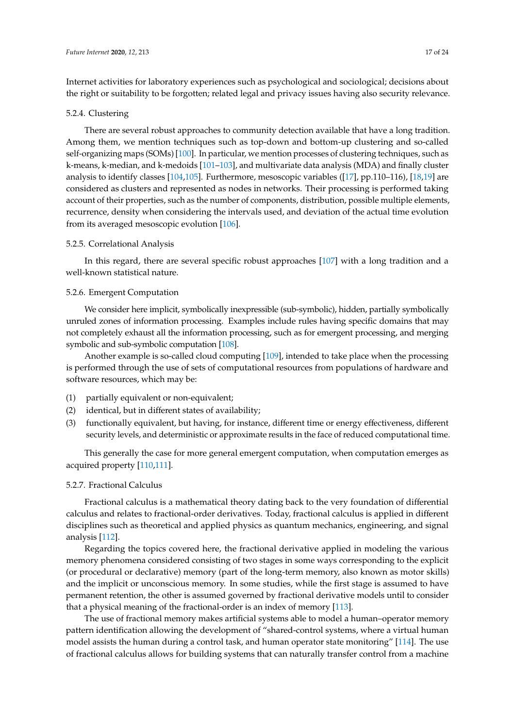Internet activities for laboratory experiences such as psychological and sociological; decisions about the right or suitability to be forgotten; related legal and privacy issues having also security relevance.

#### 5.2.4. Clustering

There are several robust approaches to community detection available that have a long tradition. Among them, we mention techniques such as top-down and bottom-up clustering and so-called self-organizing maps (SOMs) [100]. In particular, we mention processes of clustering techniques, such as k-means, k-median, and k-medoids [101–103], and multivariate data analysis (MDA) and finally cluster analysis to identify classes [104,105]. Furthermore, mesoscopic variables ([17], pp.110–116), [18,19] are considered as clusters and represented as nodes in networks. Their processing is performed taking account of their properties, such as the number of components, distribution, possible multiple elements, recurrence, density when considering the intervals used, and deviation of the actual time evolution from its averaged mesoscopic evolution [106].

#### 5.2.5. Correlational Analysis

In this regard, there are several specific robust approaches [107] with a long tradition and a well-known statistical nature.

#### 5.2.6. Emergent Computation

We consider here implicit, symbolically inexpressible (sub-symbolic), hidden, partially symbolically unruled zones of information processing. Examples include rules having specific domains that may not completely exhaust all the information processing, such as for emergent processing, and merging symbolic and sub-symbolic computation [108].

Another example is so-called cloud computing [109], intended to take place when the processing is performed through the use of sets of computational resources from populations of hardware and software resources, which may be:

(1) partially equivalent or non-equivalent;
(2) identical, but in different states of availability;
(3) functionally equivalent, but having, for instance, different time or energy effectiveness, different security levels, and deterministic or approximate results in the face of reduced computational time.

This generally the case for more general emergent computation, when computation emerges as acquired property [110,111].

#### 5.2.7. Fractional Calculus

Fractional calculus is a mathematical theory dating back to the very foundation of differential calculus and relates to fractional-order derivatives. Today, fractional calculus is applied in different disciplines such as theoretical and applied physics as quantum mechanics, engineering, and signal analysis [112].

Regarding the topics covered here, the fractional derivative applied in modeling the various memory phenomena considered consisting of two stages in some ways corresponding to the explicit (or procedural or declarative) memory (part of the long-term memory, also known as motor skills) and the implicit or unconscious memory. In some studies, while the first stage is assumed to have permanent retention, the other is assumed governed by fractional derivative models until to consider that a physical meaning of the fractional-order is an index of memory [113].

The use of fractional memory makes artificial systems able to model a human–operator memory pattern identification allowing the development of "shared-control systems, where a virtual human model assists the human during a control task, and human operator state monitoring" [114]. The use of fractional calculus allows for building systems that can naturally transfer control from a machine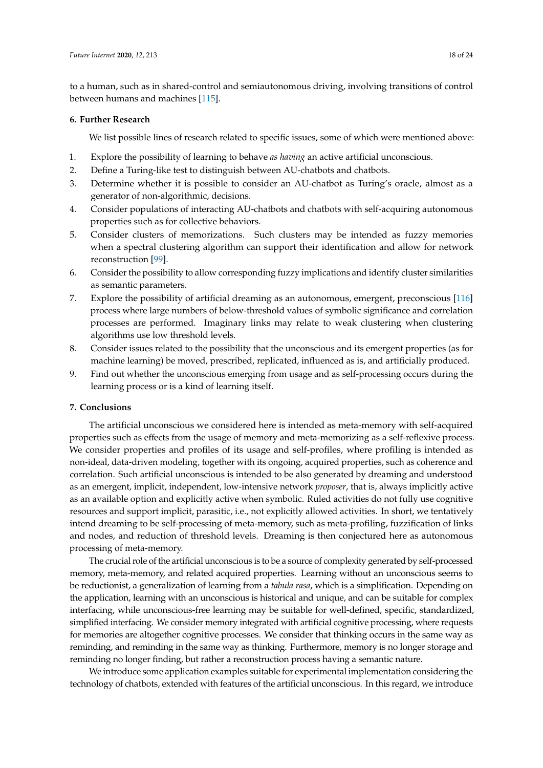to a human, such as in shared-control and semiautonomous driving, involving transitions of control between humans and machines [115].

## 6. Further Research

We list possible lines of research related to specific issues, some of which were mentioned above:

1. Explore the possibility of learning to behave *as having* an active artificial unconscious.
2. Define a Turing-like test to distinguish between AU-chatbots and chatbots.
3. Determine whether it is possible to consider an AU-chatbot as Turing's oracle, almost as a generator of non-algorithmic, decisions.
4. Consider populations of interacting AU-chatbots and chatbots with self-acquiring autonomous properties such as for collective behaviors.
5. Consider clusters of memorizations. Such clusters may be intended as fuzzy memories when a spectral clustering algorithm can support their identification and allow for network reconstruction [99].
6. Consider the possibility to allow corresponding fuzzy implications and identify cluster similarities as semantic parameters.
7. Explore the possibility of artificial dreaming as an autonomous, emergent, preconscious [116] process where large numbers of below-threshold values of symbolic significance and correlation processes are performed. Imaginary links may relate to weak clustering when clustering algorithms use low threshold levels.
8. Consider issues related to the possibility that the unconscious and its emergent properties (as for machine learning) be moved, prescribed, replicated, influenced as is, and artificially produced.
9. Find out whether the unconscious emerging from usage and as self-processing occurs during the learning process or is a kind of learning itself.

## 7. Conclusions

The artificial unconscious we considered here is intended as meta-memory with self-acquired properties such as effects from the usage of memory and meta-memorizing as a self-reflexive process. We consider properties and profiles of its usage and self-profiles, where profiling is intended as non-ideal, data-driven modeling, together with its ongoing, acquired properties, such as coherence and correlation. Such artificial unconscious is intended to be also generated by dreaming and understood as an emergent, implicit, independent, low-intensive network *proposer*, that is, always implicitly active as an available option and explicitly active when symbolic. Ruled activities do not fully use cognitive resources and support implicit, parasitic, i.e., not explicitly allowed activities. In short, we tentatively intend dreaming to be self-processing of meta-memory, such as meta-profiling, fuzzification of links and nodes, and reduction of threshold levels. Dreaming is then conjectured here as autonomous processing of meta-memory.

The crucial role of the artificial unconscious is to be a source of complexity generated by self-processed memory, meta-memory, and related acquired properties. Learning without an unconscious seems to be reductionist, a generalization of learning from a *tabula rasa*, which is a simplification. Depending on the application, learning with an unconscious is historical and unique, and can be suitable for complex interfacing, while unconscious-free learning may be suitable for well-defined, specific, standardized, simplified interfacing. We consider memory integrated with artificial cognitive processing, where requests for memories are altogether cognitive processes. We consider that thinking occurs in the same way as reminding, and reminding in the same way as thinking. Furthermore, memory is no longer storage and reminding no longer finding, but rather a reconstruction process having a semantic nature.

We introduce some application examples suitable for experimental implementation considering the technology of chatbots, extended with features of the artificial unconscious. In this regard, we introduce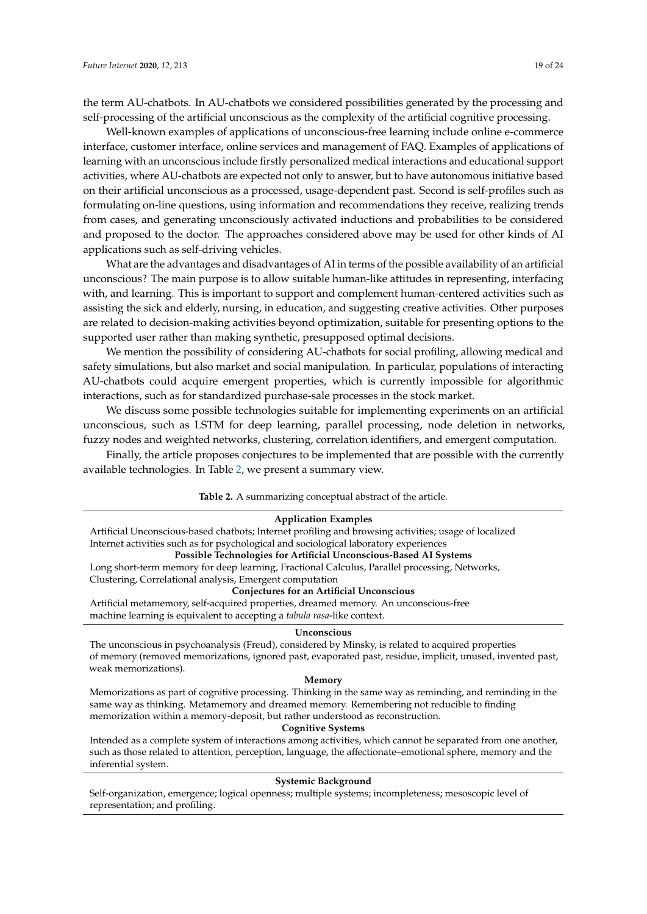the term AU-chatbots. In AU-chatbots we considered possibilities generated by the processing and self-processing of the artificial unconscious as the complexity of the artificial cognitive processing.

Well-known examples of applications of unconscious-free learning include online e-commerce interface, customer interface, online services and management of FAQ. Examples of applications of learning with an unconscious include firstly personalized medical interactions and educational support activities, where AU-chatbots are expected not only to answer, but to have autonomous initiative based on their artificial unconscious as a processed, usage-dependent past. Second is self-profiles such as formulating on-line questions, using information and recommendations they receive, realizing trends from cases, and generating unconsciously activated inductions and probabilities to be considered and proposed to the doctor. The approaches considered above may be used for other kinds of AI applications such as self-driving vehicles.

What are the advantages and disadvantages of AI in terms of the possible availability of an artificial unconscious? The main purpose is to allow suitable human-like attitudes in representing, interfacing with, and learning. This is important to support and complement human-centered activities such as assisting the sick and elderly, nursing, in education, and suggesting creative activities. Other purposes are related to decision-making activities beyond optimization, suitable for presenting options to the supported user rather than making synthetic, presupposed optimal decisions.

We mention the possibility of considering AU-chatbots for social profiling, allowing medical and safety simulations, but also market and social manipulation. In particular, populations of interacting AU-chatbots could acquire emergent properties, which is currently impossible for algorithmic interactions, such as for standardized purchase-sale processes in the stock market.

We discuss some possible technologies suitable for implementing experiments on an artificial unconscious, such as LSTM for deep learning, parallel processing, node deletion in networks, fuzzy nodes and weighted networks, clustering, correlation identifiers, and emergent computation.

Finally, the article proposes conjectures to be implemented that are possible with the currently available technologies. In Table 2, we present a summary view.

**Table 2.** A summarizing conceptual abstract of the article.

| **Application Examples** |
| --- |
| Artificial Unconscious-based chatbots; Internet profiling and browsing activities; usage of localized Internet activities such as for psychological and sociological laboratory experiences |
| **Possible Technologies for Artificial Unconscious-Based AI Systems** |
| Long short-term memory for deep learning, Fractional Calculus, Parallel processing, Networks, Clustering, Correlational analysis, Emergent computation |
| **Conjectures for an Artificial Unconscious** |
| Artificial metamemory, self-acquired properties, dreamed memory. An unconscious-free machine learning is equivalent to accepting a *tabula rasa*-like context. |
| **Unconscious** |
| The unconscious in psychoanalysis (Freud), considered by Minsky, is related to acquired properties of memory (removed memorizations, ignored past, evaporated past, residue, implicit, unused, invented past, weak memorizations). |
| **Memory** |
| Memorizations as part of cognitive processing. Thinking in the same way as reminding, and reminding in the same way as thinking. Metamemory and dreamed memory. Remembering not reducible to finding memorization within a memory-deposit, but rather understood as reconstruction. |
| **Cognitive Systems** |
| Intended as a complete system of interactions among activities, which cannot be separated from one another, such as those related to attention, perception, language, the affectionate–emotional sphere, memory and the inferential system. |
| **Systemic Background** |
| Self-organization, emergence; logical openness; multiple systems; incompleteness; mesoscopic level of representation; and profiling. |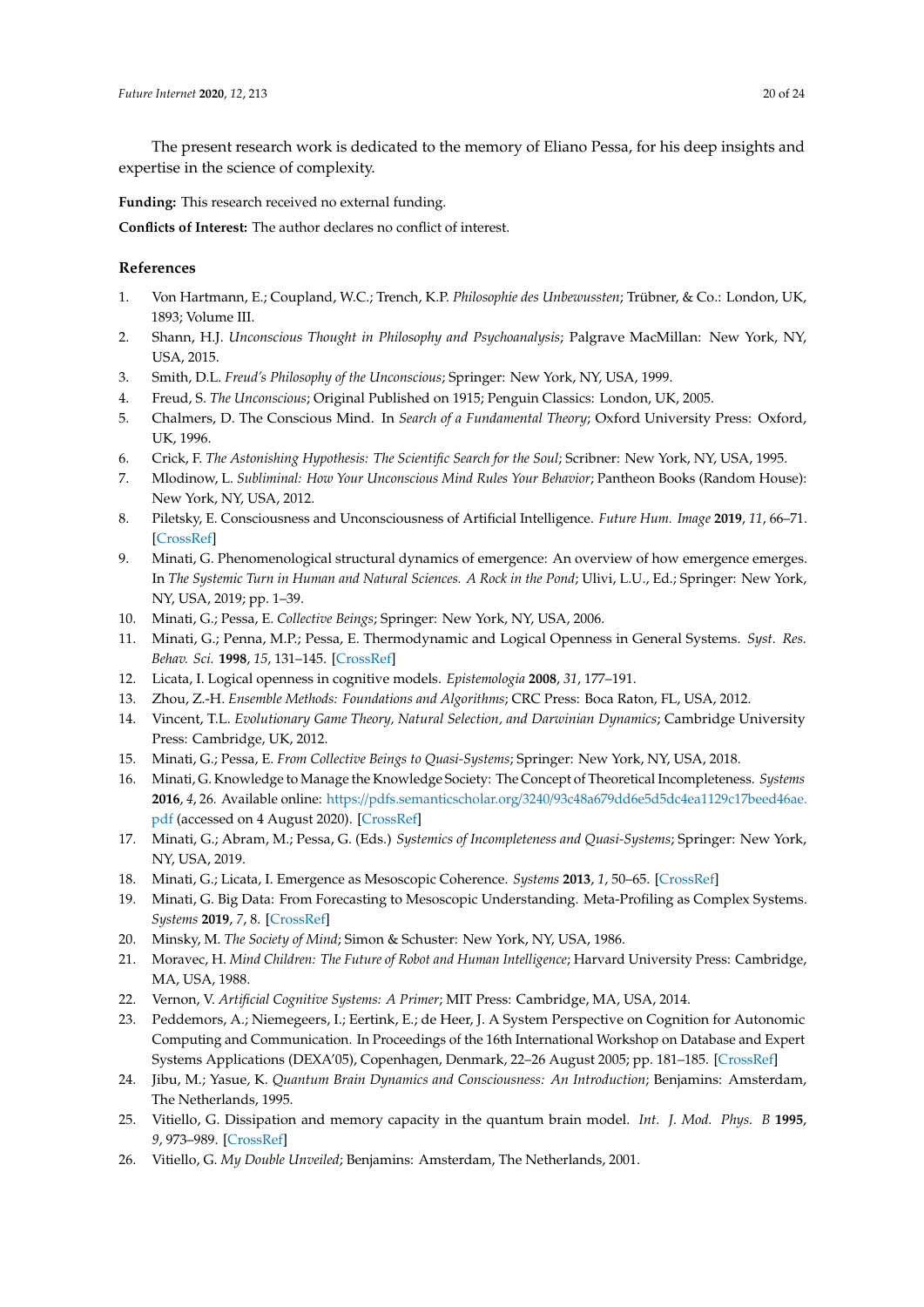The present research work is dedicated to the memory of Eliano Pessa, for his deep insights and expertise in the science of complexity.

**Funding:** This research received no external funding.

**Conflicts of Interest:** The author declares no conflict of interest.

## References

1. Von Hartmann, E.; Coupland, W.C.; Trench, K.P. *Philosophie des Unbewussten*; Trübner, & Co.: London, UK, 1893; Volume III.
2. Shann, H.J. *Unconscious Thought in Philosophy and Psychoanalysis*; Palgrave MacMillan: New York, NY, USA, 2015.
3. Smith, D.L. *Freud's Philosophy of the Unconscious*; Springer: New York, NY, USA, 1999.
4. Freud, S. *The Unconscious*; Original Published on 1915; Penguin Classics: London, UK, 2005.
5. Chalmers, D. The Conscious Mind. In *Search of a Fundamental Theory*; Oxford University Press: Oxford, UK, 1996.
6. Crick, F. *The Astonishing Hypothesis: The Scientific Search for the Soul*; Scribner: New York, NY, USA, 1995.
7. Mlodinow, L. *Subliminal: How Your Unconscious Mind Rules Your Behavior*; Pantheon Books (Random House): New York, NY, USA, 2012.
8. Piletsky, E. Consciousness and Unconsciousness of Artificial Intelligence. *Future Hum. Image* **2019**, *11*, 66–71. [CrossRef]
9. Minati, G. Phenomenological structural dynamics of emergence: An overview of how emergence emerges. In *The Systemic Turn in Human and Natural Sciences. A Rock in the Pond*; Ulivi, L.U., Ed.; Springer: New York, NY, USA, 2019; pp. 1–39.
10. Minati, G.; Pessa, E. *Collective Beings*; Springer: New York, NY, USA, 2006.
11. Minati, G.; Penna, M.P.; Pessa, E. Thermodynamic and Logical Openness in General Systems. *Syst. Res. Behav. Sci.* **1998**, *15*, 131–145. [CrossRef]
12. Licata, I. Logical openness in cognitive models. *Epistemologia* **2008**, *31*, 177–191.
13. Zhou, Z.-H. *Ensemble Methods: Foundations and Algorithms*; CRC Press: Boca Raton, FL, USA, 2012.
14. Vincent, T.L. *Evolutionary Game Theory, Natural Selection, and Darwinian Dynamics*; Cambridge University Press: Cambridge, UK, 2012.
15. Minati, G.; Pessa, E. *From Collective Beings to Quasi-Systems*; Springer: New York, NY, USA, 2018.
16. Minati, G. Knowledge to Manage the Knowledge Society: The Concept of Theoretical Incompleteness. *Systems* **2016**, *4*, 26. Available online: https://pdfs.semanticscholar.org/3240/93c48a679dd6e5d5dc4ea1129c17beed46ae.pdf (accessed on 4 August 2020). [CrossRef]
17. Minati, G.; Abram, M.; Pessa, G. (Eds.) *Systemics of Incompleteness and Quasi-Systems*; Springer: New York, NY, USA, 2019.
18. Minati, G.; Licata, I. Emergence as Mesoscopic Coherence. *Systems* **2013**, *1*, 50–65. [CrossRef]
19. Minati, G. Big Data: From Forecasting to Mesoscopic Understanding. Meta-Profiling as Complex Systems. *Systems* **2019**, *7*, 8. [CrossRef]
20. Minsky, M. *The Society of Mind*; Simon & Schuster: New York, NY, USA, 1986.
21. Moravec, H. *Mind Children: The Future of Robot and Human Intelligence*; Harvard University Press: Cambridge, MA, USA, 1988.
22. Vernon, V. *Artificial Cognitive Systems: A Primer*; MIT Press: Cambridge, MA, USA, 2014.
23. Peddemors, A.; Niemegeers, I.; Eertink, E.; de Heer, J. A System Perspective on Cognition for Autonomic Computing and Communication. In Proceedings of the 16th International Workshop on Database and Expert Systems Applications (DEXA'05), Copenhagen, Denmark, 22–26 August 2005; pp. 181–185. [CrossRef]
24. Jibu, M.; Yasue, K. *Quantum Brain Dynamics and Consciousness: An Introduction*; Benjamins: Amsterdam, The Netherlands, 1995.
25. Vitiello, G. Dissipation and memory capacity in the quantum brain model. *Int. J. Mod. Phys. B* **1995**, *9*, 973–989. [CrossRef]
26. Vitiello, G. *My Double Unveiled*; Benjamins: Amsterdam, The Netherlands, 2001.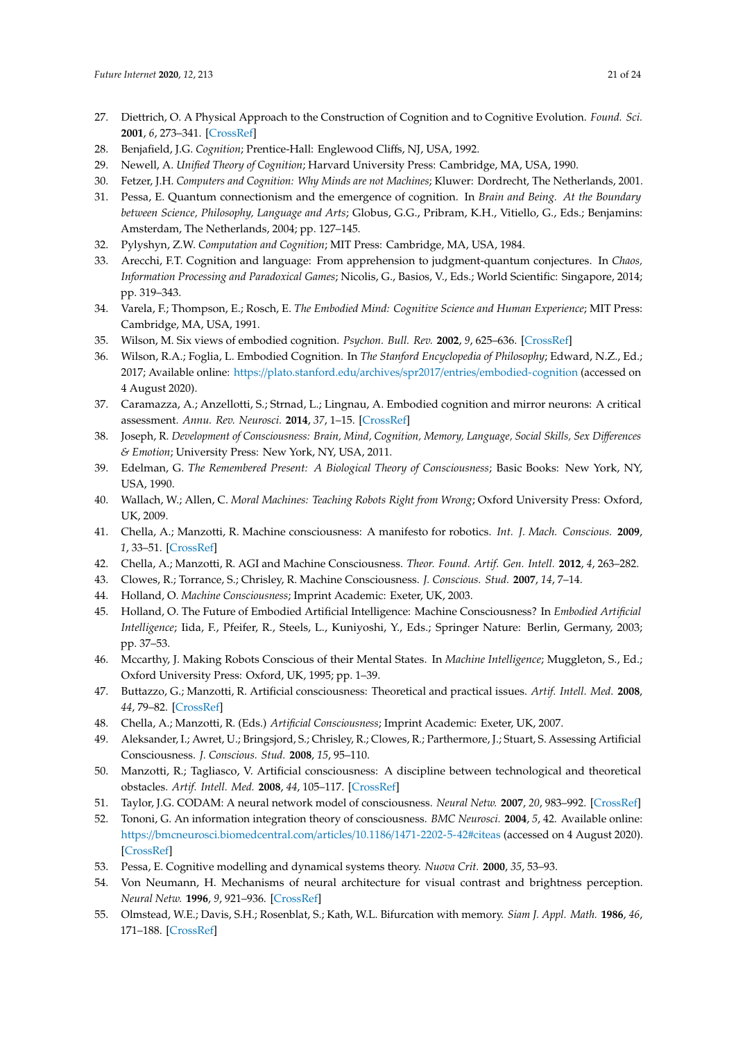27. Diettrich, O. A Physical Approach to the Construction of Cognition and to Cognitive Evolution. *Found. Sci.* **2001**, *6*, 273–341. [CrossRef]
28. Benjafield, J.G. *Cognition*; Prentice-Hall: Englewood Cliffs, NJ, USA, 1992.
29. Newell, A. *Unified Theory of Cognition*; Harvard University Press: Cambridge, MA, USA, 1990.
30. Fetzer, J.H. *Computers and Cognition: Why Minds are not Machines*; Kluwer: Dordrecht, The Netherlands, 2001.
31. Pessa, E. Quantum connectionism and the emergence of cognition. In *Brain and Being. At the Boundary between Science, Philosophy, Language and Arts*; Globus, G.G., Pribram, K.H., Vitiello, G., Eds.; Benjamins: Amsterdam, The Netherlands, 2004; pp. 127–145.
32. Pylyshyn, Z.W. *Computation and Cognition*; MIT Press: Cambridge, MA, USA, 1984.
33. Arecchi, F.T. Cognition and language: From apprehension to judgment-quantum conjectures. In *Chaos, Information Processing and Paradoxical Games*; Nicolis, G., Basios, V., Eds.; World Scientific: Singapore, 2014; pp. 319–343.
34. Varela, F.; Thompson, E.; Rosch, E. *The Embodied Mind: Cognitive Science and Human Experience*; MIT Press: Cambridge, MA, USA, 1991.
35. Wilson, M. Six views of embodied cognition. *Psychon. Bull. Rev.* **2002**, *9*, 625–636. [CrossRef]
36. Wilson, R.A.; Foglia, L. Embodied Cognition. In *The Stanford Encyclopedia of Philosophy*; Edward, N.Z., Ed.; 2017; Available online: https://plato.stanford.edu/archives/spr2017/entries/embodied-cognition (accessed on 4 August 2020).
37. Caramazza, A.; Anzellotti, S.; Strnad, L.; Lingnau, A. Embodied cognition and mirror neurons: A critical assessment. *Annu. Rev. Neurosci.* **2014**, *37*, 1–15. [CrossRef]
38. Joseph, R. *Development of Consciousness: Brain, Mind, Cognition, Memory, Language, Social Skills, Sex Differences & Emotion*; University Press: New York, NY, USA, 2011.
39. Edelman, G. *The Remembered Present: A Biological Theory of Consciousness*; Basic Books: New York, NY, USA, 1990.
40. Wallach, W.; Allen, C. *Moral Machines: Teaching Robots Right from Wrong*; Oxford University Press: Oxford, UK, 2009.
41. Chella, A.; Manzotti, R. Machine consciousness: A manifesto for robotics. *Int. J. Mach. Conscious.* **2009**, *1*, 33–51. [CrossRef]
42. Chella, A.; Manzotti, R. AGI and Machine Consciousness. *Theor. Found. Artif. Gen. Intell.* **2012**, *4*, 263–282.
43. Clowes, R.; Torrance, S.; Chrisley, R. Machine Consciousness. *J. Conscious. Stud.* **2007**, *14*, 7–14.
44. Holland, O. *Machine Consciousness*; Imprint Academic: Exeter, UK, 2003.
45. Holland, O. The Future of Embodied Artificial Intelligence: Machine Consciousness? In *Embodied Artificial Intelligence*; Iida, F., Pfeifer, R., Steels, L., Kuniyoshi, Y., Eds.; Springer Nature: Berlin, Germany, 2003; pp. 37–53.
46. Mccarthy, J. Making Robots Conscious of their Mental States. In *Machine Intelligence*; Muggleton, S., Ed.; Oxford University Press: Oxford, UK, 1995; pp. 1–39.
47. Buttazzo, G.; Manzotti, R. Artificial consciousness: Theoretical and practical issues. *Artif. Intell. Med.* **2008**, *44*, 79–82. [CrossRef]
48. Chella, A.; Manzotti, R. (Eds.) *Artificial Consciousness*; Imprint Academic: Exeter, UK, 2007.
49. Aleksander, I.; Awret, U.; Bringsjord, S.; Chrisley, R.; Clowes, R.; Parthermore, J.; Stuart, S. Assessing Artificial Consciousness. *J. Conscious. Stud.* **2008**, *15*, 95–110.
50. Manzotti, R.; Tagliasco, V. Artificial consciousness: A discipline between technological and theoretical obstacles. *Artif. Intell. Med.* **2008**, *44*, 105–117. [CrossRef]
51. Taylor, J.G. CODAM: A neural network model of consciousness. *Neural Netw.* **2007**, *20*, 983–992. [CrossRef]
52. Tononi, G. An information integration theory of consciousness. *BMC Neurosci.* **2004**, *5*, 42. Available online: https://bmcneurosci.biomedcentral.com/articles/10.1186/1471-2202-5-42#citeas (accessed on 4 August 2020). [CrossRef]
53. Pessa, E. Cognitive modelling and dynamical systems theory. *Nuova Crit.* **2000**, *35*, 53–93.
54. Von Neumann, H. Mechanisms of neural architecture for visual contrast and brightness perception. *Neural Netw.* **1996**, *9*, 921–936. [CrossRef]
55. Olmstead, W.E.; Davis, S.H.; Rosenblat, S.; Kath, W.L. Bifurcation with memory. *Siam J. Appl. Math.* **1986**, *46*, 171–188. [CrossRef]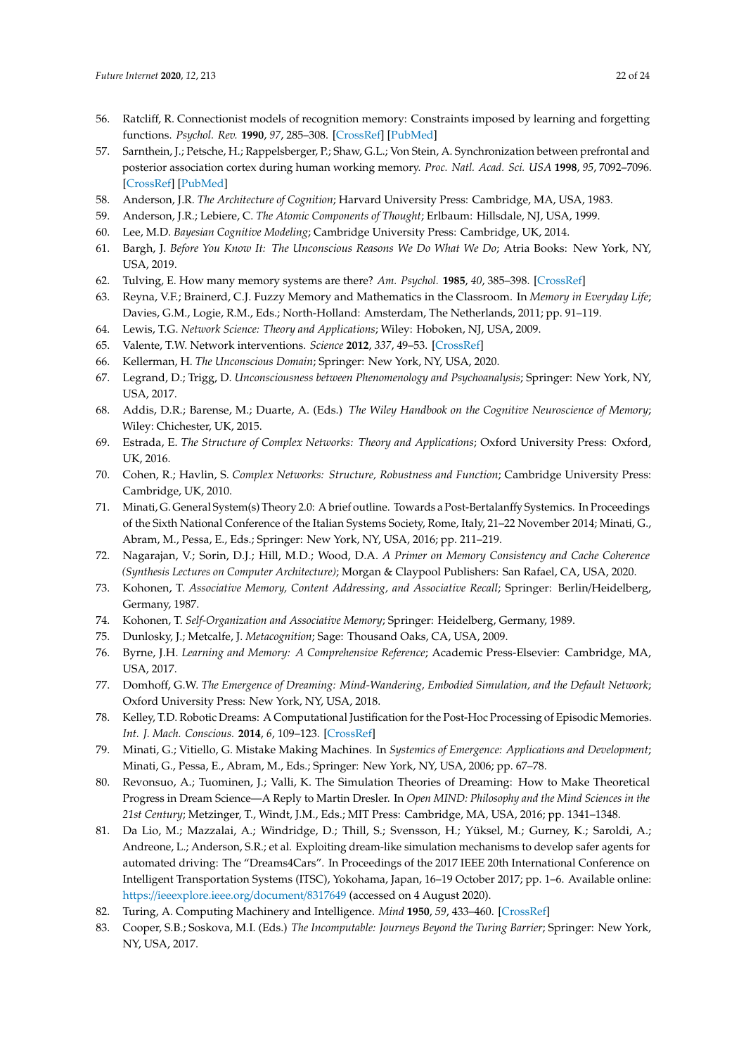56. Ratcliff, R. Connectionist models of recognition memory: Constraints imposed by learning and forgetting functions. *Psychol. Rev.* **1990**, *97*, 285–308. [CrossRef] [PubMed]
57. Sarnthein, J.; Petsche, H.; Rappelsberger, P.; Shaw, G.L.; Von Stein, A. Synchronization between prefrontal and posterior association cortex during human working memory. *Proc. Natl. Acad. Sci. USA* **1998**, *95*, 7092–7096. [CrossRef] [PubMed]
58. Anderson, J.R. *The Architecture of Cognition*; Harvard University Press: Cambridge, MA, USA, 1983.
59. Anderson, J.R.; Lebiere, C. *The Atomic Components of Thought*; Erlbaum: Hillsdale, NJ, USA, 1999.
60. Lee, M.D. *Bayesian Cognitive Modeling*; Cambridge University Press: Cambridge, UK, 2014.
61. Bargh, J. *Before You Know It: The Unconscious Reasons We Do What We Do*; Atria Books: New York, NY, USA, 2019.
62. Tulving, E. How many memory systems are there? *Am. Psychol.* **1985**, *40*, 385–398. [CrossRef]
63. Reyna, V.F.; Brainerd, C.J. Fuzzy Memory and Mathematics in the Classroom. In *Memory in Everyday Life*; Davies, G.M., Logie, R.M., Eds.; North-Holland: Amsterdam, The Netherlands, 2011; pp. 91–119.
64. Lewis, T.G. *Network Science: Theory and Applications*; Wiley: Hoboken, NJ, USA, 2009.
65. Valente, T.W. Network interventions. *Science* **2012**, *337*, 49–53. [CrossRef]
66. Kellerman, H. *The Unconscious Domain*; Springer: New York, NY, USA, 2020.
67. Legrand, D.; Trigg, D. *Unconsciousness between Phenomenology and Psychoanalysis*; Springer: New York, NY, USA, 2017.
68. Addis, D.R.; Barense, M.; Duarte, A. (Eds.) *The Wiley Handbook on the Cognitive Neuroscience of Memory*; Wiley: Chichester, UK, 2015.
69. Estrada, E. *The Structure of Complex Networks: Theory and Applications*; Oxford University Press: Oxford, UK, 2016.
70. Cohen, R.; Havlin, S. *Complex Networks: Structure, Robustness and Function*; Cambridge University Press: Cambridge, UK, 2010.
71. Minati, G. General System(s) Theory 2.0: A brief outline. Towards a Post-Bertalanffy Systemics. In Proceedings of the Sixth National Conference of the Italian Systems Society, Rome, Italy, 21–22 November 2014; Minati, G., Abram, M., Pessa, E., Eds.; Springer: New York, NY, USA, 2016; pp. 211–219.
72. Nagarajan, V.; Sorin, D.J.; Hill, M.D.; Wood, D.A. *A Primer on Memory Consistency and Cache Coherence (Synthesis Lectures on Computer Architecture)*; Morgan & Claypool Publishers: San Rafael, CA, USA, 2020.
73. Kohonen, T. *Associative Memory, Content Addressing, and Associative Recall*; Springer: Berlin/Heidelberg, Germany, 1987.
74. Kohonen, T. *Self-Organization and Associative Memory*; Springer: Heidelberg, Germany, 1989.
75. Dunlosky, J.; Metcalfe, J. *Metacognition*; Sage: Thousand Oaks, CA, USA, 2009.
76. Byrne, J.H. *Learning and Memory: A Comprehensive Reference*; Academic Press-Elsevier: Cambridge, MA, USA, 2017.
77. Domhoff, G.W. *The Emergence of Dreaming: Mind-Wandering, Embodied Simulation, and the Default Network*; Oxford University Press: New York, NY, USA, 2018.
78. Kelley, T.D. Robotic Dreams: A Computational Justification for the Post-Hoc Processing of Episodic Memories. *Int. J. Mach. Conscious.* **2014**, *6*, 109–123. [CrossRef]
79. Minati, G.; Vitiello, G. Mistake Making Machines. In *Systemics of Emergence: Applications and Development*; Minati, G., Pessa, E., Abram, M., Eds.; Springer: New York, NY, USA, 2006; pp. 67–78.
80. Revonsuo, A.; Tuominen, J.; Valli, K. The Simulation Theories of Dreaming: How to Make Theoretical Progress in Dream Science—A Reply to Martin Dresler. In *Open MIND: Philosophy and the Mind Sciences in the 21st Century*; Metzinger, T., Windt, J.M., Eds.; MIT Press: Cambridge, MA, USA, 2016; pp. 1341–1348.
81. Da Lio, M.; Mazzalai, A.; Windridge, D.; Thill, S.; Svensson, H.; Yüksel, M.; Gurney, K.; Saroldi, A.; Andreone, L.; Anderson, S.R.; et al. Exploiting dream-like simulation mechanisms to develop safer agents for automated driving: The "Dreams4Cars". In Proceedings of the 2017 IEEE 20th International Conference on Intelligent Transportation Systems (ITSC), Yokohama, Japan, 16–19 October 2017; pp. 1–6. Available online: https://ieeexplore.ieee.org/document/8317649 (accessed on 4 August 2020).
82. Turing, A. Computing Machinery and Intelligence. *Mind* **1950**, *59*, 433–460. [CrossRef]
83. Cooper, S.B.; Soskova, M.I. (Eds.) *The Incomputable: Journeys Beyond the Turing Barrier*; Springer: New York, NY, USA, 2017.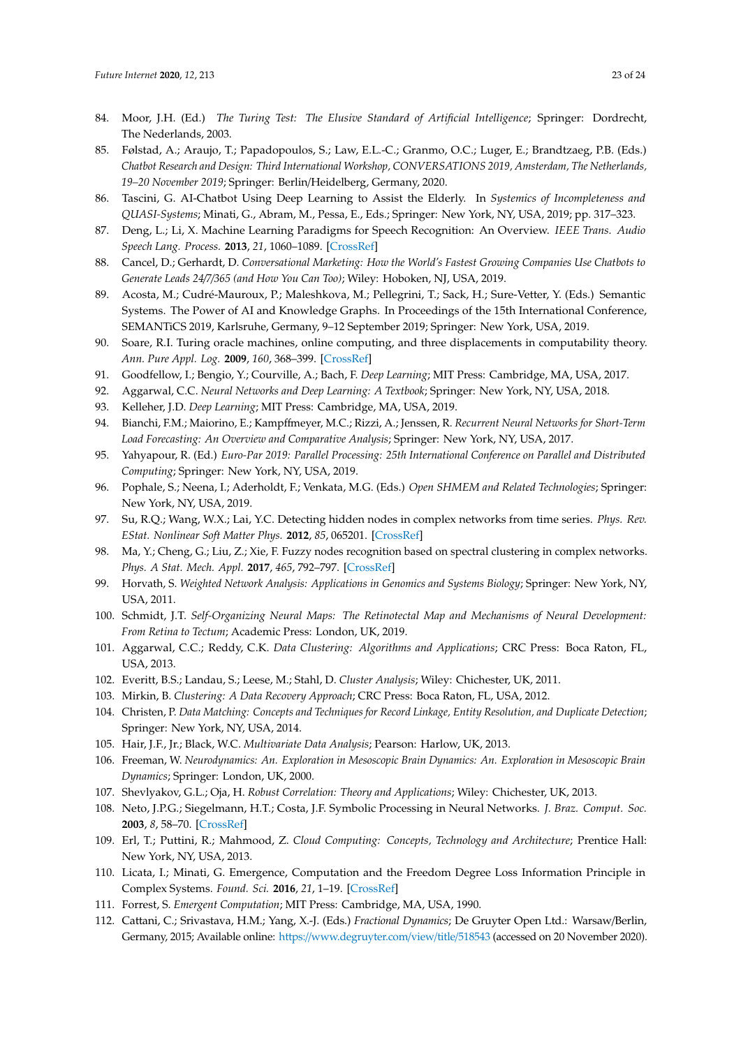84. Moor, J.H. (Ed.) *The Turing Test: The Elusive Standard of Artificial Intelligence*; Springer: Dordrecht, The Nederlands, 2003.
85. Følstad, A.; Araujo, T.; Papadopoulos, S.; Law, E.L.-C.; Granmo, O.C.; Luger, E.; Brandtzaeg, P.B. (Eds.) *Chatbot Research and Design: Third International Workshop, CONVERSATIONS 2019, Amsterdam, The Netherlands, 19–20 November 2019*; Springer: Berlin/Heidelberg, Germany, 2020.
86. Tascini, G. AI-Chatbot Using Deep Learning to Assist the Elderly. In *Systemics of Incompleteness and QUASI-Systems*; Minati, G., Abram, M., Pessa, E., Eds.; Springer: New York, NY, USA, 2019; pp. 317–323.
87. Deng, L.; Li, X. Machine Learning Paradigms for Speech Recognition: An Overview. *IEEE Trans. Audio Speech Lang. Process.* **2013**, *21*, 1060–1089. [CrossRef]
88. Cancel, D.; Gerhardt, D. *Conversational Marketing: How the World's Fastest Growing Companies Use Chatbots to Generate Leads 24/7/365 (and How You Can Too)*; Wiley: Hoboken, NJ, USA, 2019.
89. Acosta, M.; Cudré-Mauroux, P.; Maleshkova, M.; Pellegrini, T.; Sack, H.; Sure-Vetter, Y. (Eds.) Semantic Systems. The Power of AI and Knowledge Graphs. In Proceedings of the 15th International Conference, SEMANTiCS 2019, Karlsruhe, Germany, 9–12 September 2019; Springer: New York, USA, 2019.
90. Soare, R.I. Turing oracle machines, online computing, and three displacements in computability theory. *Ann. Pure Appl. Log.* **2009**, *160*, 368–399. [CrossRef]
91. Goodfellow, I.; Bengio, Y.; Courville, A.; Bach, F. *Deep Learning*; MIT Press: Cambridge, MA, USA, 2017.
92. Aggarwal, C.C. *Neural Networks and Deep Learning: A Textbook*; Springer: New York, NY, USA, 2018.
93. Kelleher, J.D. *Deep Learning*; MIT Press: Cambridge, MA, USA, 2019.
94. Bianchi, F.M.; Maiorino, E.; Kampffmeyer, M.C.; Rizzi, A.; Jenssen, R. *Recurrent Neural Networks for Short-Term Load Forecasting: An Overview and Comparative Analysis*; Springer: New York, NY, USA, 2017.
95. Yahyapour, R. (Ed.) *Euro-Par 2019: Parallel Processing: 25th International Conference on Parallel and Distributed Computing*; Springer: New York, NY, USA, 2019.
96. Pophale, S.; Neena, I.; Aderholdt, F.; Venkata, M.G. (Eds.) *Open SHMEM and Related Technologies*; Springer: New York, NY, USA, 2019.
97. Su, R.Q.; Wang, W.X.; Lai, Y.C. Detecting hidden nodes in complex networks from time series. *Phys. Rev. EStat. Nonlinear Soft Matter Phys.* **2012**, *85*, 065201. [CrossRef]
98. Ma, Y.; Cheng, G.; Liu, Z.; Xie, F. Fuzzy nodes recognition based on spectral clustering in complex networks. *Phys. A Stat. Mech. Appl.* **2017**, *465*, 792–797. [CrossRef]
99. Horvath, S. *Weighted Network Analysis: Applications in Genomics and Systems Biology*; Springer: New York, NY, USA, 2011.
100. Schmidt, J.T. *Self-Organizing Neural Maps: The Retinotectal Map and Mechanisms of Neural Development: From Retina to Tectum*; Academic Press: London, UK, 2019.
101. Aggarwal, C.C.; Reddy, C.K. *Data Clustering: Algorithms and Applications*; CRC Press: Boca Raton, FL, USA, 2013.
102. Everitt, B.S.; Landau, S.; Leese, M.; Stahl, D. *Cluster Analysis*; Wiley: Chichester, UK, 2011.
103. Mirkin, B. *Clustering: A Data Recovery Approach*; CRC Press: Boca Raton, FL, USA, 2012.
104. Christen, P. *Data Matching: Concepts and Techniques for Record Linkage, Entity Resolution, and Duplicate Detection*; Springer: New York, NY, USA, 2014.
105. Hair, J.F., Jr.; Black, W.C. *Multivariate Data Analysis*; Pearson: Harlow, UK, 2013.
106. Freeman, W. *Neurodynamics: An. Exploration in Mesoscopic Brain Dynamics: An. Exploration in Mesoscopic Brain Dynamics*; Springer: London, UK, 2000.
107. Shevlyakov, G.L.; Oja, H. *Robust Correlation: Theory and Applications*; Wiley: Chichester, UK, 2013.
108. Neto, J.P.G.; Siegelmann, H.T.; Costa, J.F. Symbolic Processing in Neural Networks. *J. Braz. Comput. Soc.* **2003**, *8*, 58–70. [CrossRef]
109. Erl, T.; Puttini, R.; Mahmood, Z. *Cloud Computing: Concepts, Technology and Architecture*; Prentice Hall: New York, NY, USA, 2013.
110. Licata, I.; Minati, G. Emergence, Computation and the Freedom Degree Loss Information Principle in Complex Systems. *Found. Sci.* **2016**, *21*, 1–19. [CrossRef]
111. Forrest, S. *Emergent Computation*; MIT Press: Cambridge, MA, USA, 1990.
112. Cattani, C.; Srivastava, H.M.; Yang, X.-J. (Eds.) *Fractional Dynamics*; De Gruyter Open Ltd.: Warsaw/Berlin, Germany, 2015; Available online: https://www.degruyter.com/view/title/518543 (accessed on 20 November 2020).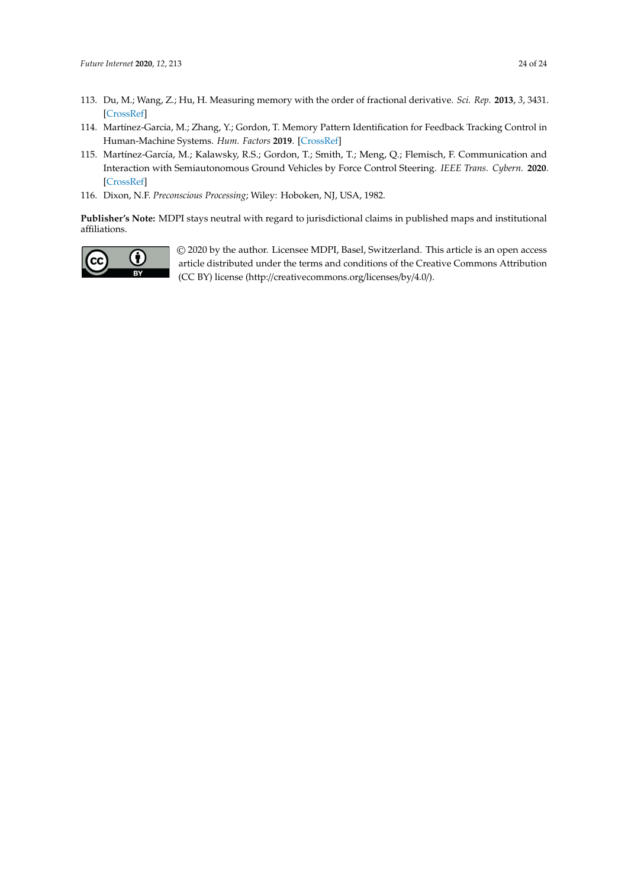113. Du, M.; Wang, Z.; Hu, H. Measuring memory with the order of fractional derivative. *Sci. Rep.* **2013**, *3*, 3431. [CrossRef]
114. Martínez-García, M.; Zhang, Y.; Gordon, T. Memory Pattern Identification for Feedback Tracking Control in Human-Machine Systems. *Hum. Factors* **2019**. [CrossRef]
115. Martínez-García, M.; Kalawsky, R.S.; Gordon, T.; Smith, T.; Meng, Q.; Flemisch, F. Communication and Interaction with Semiautonomous Ground Vehicles by Force Control Steering. *IEEE Trans. Cybern.* **2020**. [CrossRef]
116. Dixon, N.F. *Preconscious Processing*; Wiley: Hoboken, NJ, USA, 1982.

**Publisher's Note:** MDPI stays neutral with regard to jurisdictional claims in published maps and institutional affiliations.

© 2020 by the author. Licensee MDPI, Basel, Switzerland. This article is an open access article distributed under the terms and conditions of the Creative Commons Attribution (CC BY) license (http://creativecommons.org/licenses/by/4.0/).